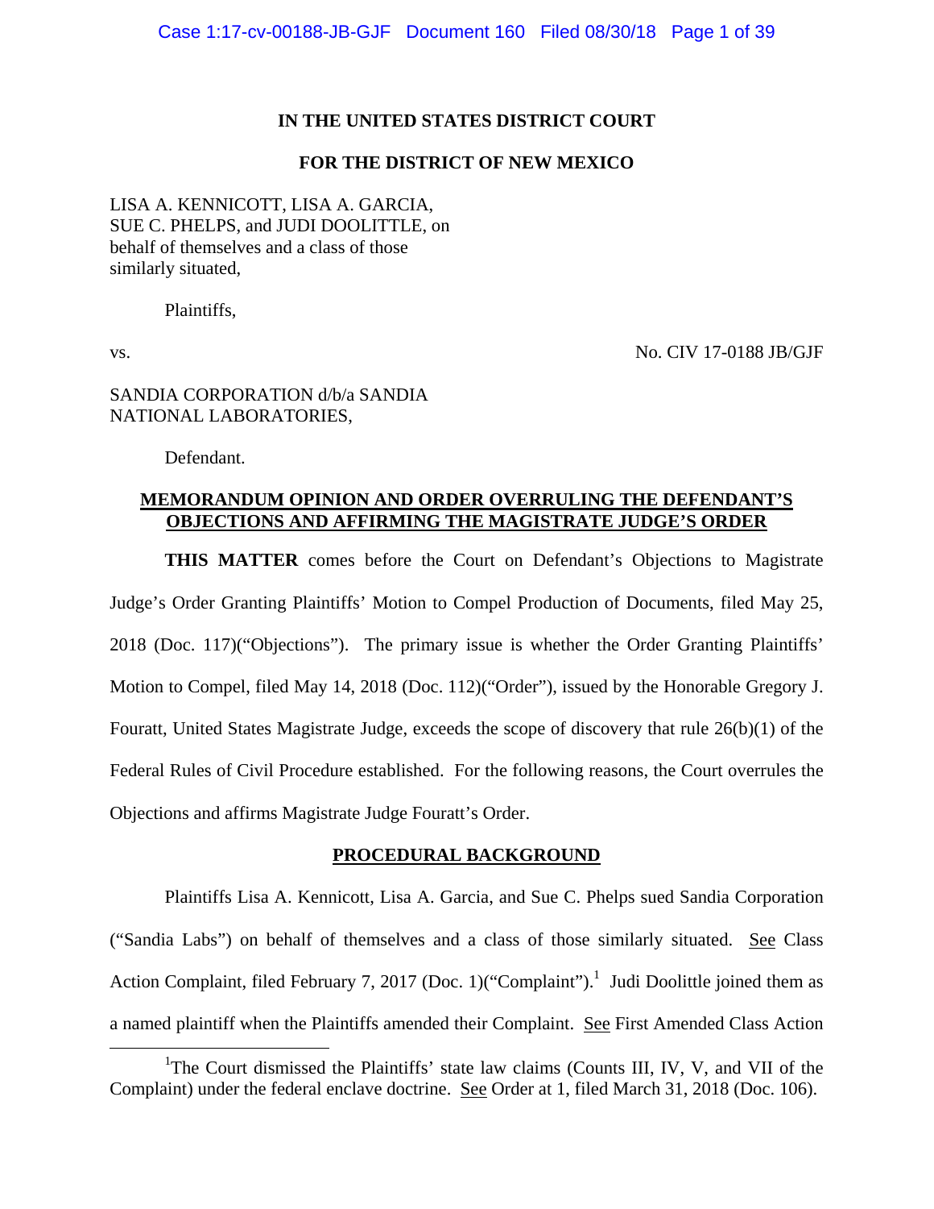**IN THE UNITED STATES DISTRICT COURT**

**FOR THE DISTRICT OF NEW MEXICO**

LISA A. KENNICOTT, LISA A. GARCIA, SUE C. PHELPS, and JUDI DOOLITTLE, on behalf of themselves and a class of those similarly situated,

Plaintiffs,

vs. No. CIV 17-0188 JB/GJF

SANDIA CORPORATION d/b/a SANDIA NATIONAL LABORATORIES,

Defendant.

**MEMORANDUM OPINION AND ORDER OVERRULING THE DEFENDANT'S OBJECTIONS AND AFFIRMING THE MAGISTRATE JUDGE'S ORDER**

**THIS MATTER** comes before the Court on Defendant's Objections to Magistrate Judge's Order Granting Plaintiffs' Motion to Compel Production of Documents, filed May 25, 2018 (Doc. 117)("Objections"). The primary issue is whether the Order Granting Plaintiffs' Motion to Compel, filed May 14, 2018 (Doc. 112)("Order"), issued by the Honorable Gregory J. Fouratt, United States Magistrate Judge, exceeds the scope of discovery that rule 26(b)(1) of the Federal Rules of Civil Procedure established. For the following reasons, the Court overrules the Objections and affirms Magistrate Judge Fouratt's Order.

**PROCEDURAL BACKGROUND**

Plaintiffs Lisa A. Kennicott, Lisa A. Garcia, and Sue C. Phelps sued Sandia Corporation ("Sandia Labs") on behalf of themselves and a class of those similarly situated. See Class Action Complaint, filed February 7, 2017 (Doc. 1)("Complaint").[1] Judi Doolittle joined them as a named plaintiff when the Plaintiffs amended their Complaint. See First Amended Class Action

[1]The Court dismissed the Plaintiffs' state law claims (Counts III, IV, V, and VII of the Complaint) under the federal enclave doctrine. See Order at 1, filed March 31, 2018 (Doc. 106).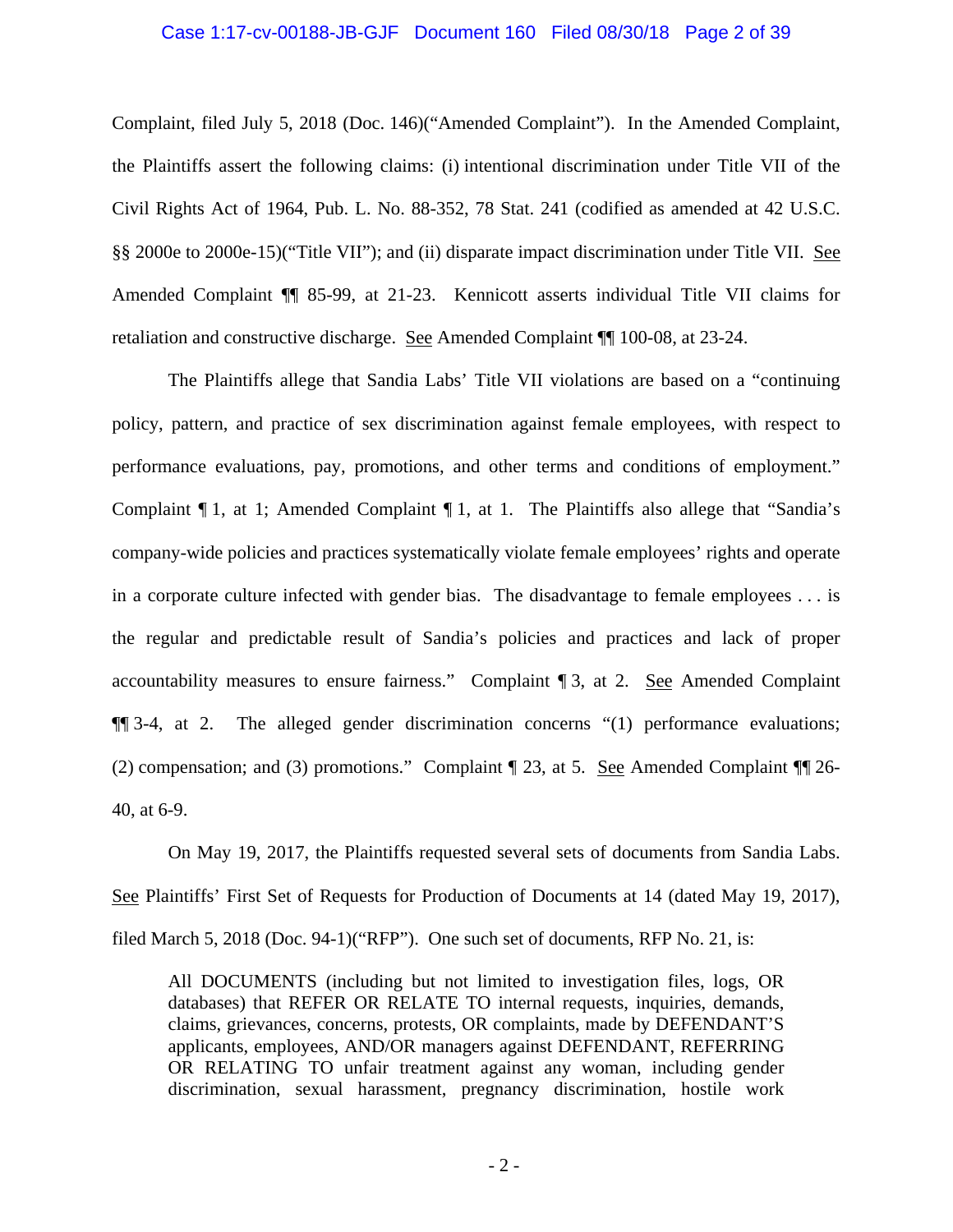Complaint, filed July 5, 2018 (Doc. 146)("Amended Complaint"). In the Amended Complaint, the Plaintiffs assert the following claims: (i) intentional discrimination under Title VII of the Civil Rights Act of 1964, Pub. L. No. 88-352, 78 Stat. 241 (codified as amended at 42 U.S.C. §§ 2000e to 2000e-15)("Title VII"); and (ii) disparate impact discrimination under Title VII. See Amended Complaint ¶¶ 85-99, at 21-23. Kennicott asserts individual Title VII claims for retaliation and constructive discharge. See Amended Complaint ¶¶ 100-08, at 23-24.

The Plaintiffs allege that Sandia Labs' Title VII violations are based on a "continuing policy, pattern, and practice of sex discrimination against female employees, with respect to performance evaluations, pay, promotions, and other terms and conditions of employment." Complaint ¶ 1, at 1; Amended Complaint ¶ 1, at 1. The Plaintiffs also allege that "Sandia's company-wide policies and practices systematically violate female employees' rights and operate in a corporate culture infected with gender bias. The disadvantage to female employees . . . is the regular and predictable result of Sandia's policies and practices and lack of proper accountability measures to ensure fairness." Complaint ¶ 3, at 2. See Amended Complaint ¶¶ 3-4, at 2. The alleged gender discrimination concerns "(1) performance evaluations; (2) compensation; and (3) promotions." Complaint ¶ 23, at 5. See Amended Complaint ¶¶ 26-40, at 6-9.

On May 19, 2017, the Plaintiffs requested several sets of documents from Sandia Labs. See Plaintiffs' First Set of Requests for Production of Documents at 14 (dated May 19, 2017), filed March 5, 2018 (Doc. 94-1)("RFP"). One such set of documents, RFP No. 21, is:

> All DOCUMENTS (including but not limited to investigation files, logs, OR databases) that REFER OR RELATE TO internal requests, inquiries, demands, claims, grievances, concerns, protests, OR complaints, made by DEFENDANT'S applicants, employees, AND/OR managers against DEFENDANT, REFERRING OR RELATING TO unfair treatment against any woman, including gender discrimination, sexual harassment, pregnancy discrimination, hostile work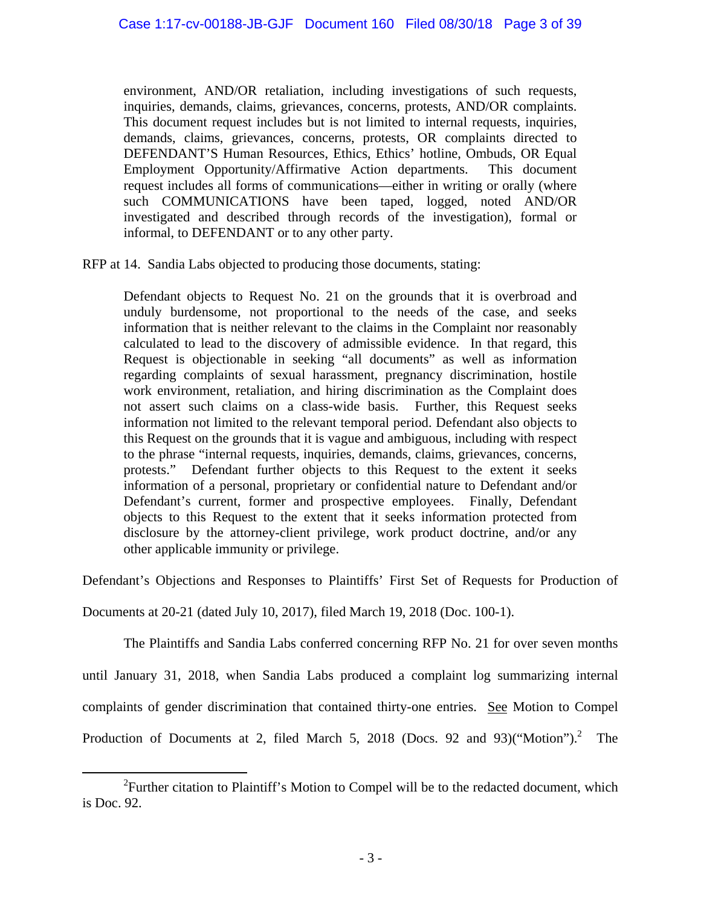> environment, AND/OR retaliation, including investigations of such requests, inquiries, demands, claims, grievances, concerns, protests, AND/OR complaints. This document request includes but is not limited to internal requests, inquiries, demands, claims, grievances, concerns, protests, OR complaints directed to DEFENDANT'S Human Resources, Ethics, Ethics' hotline, Ombuds, OR Equal Employment Opportunity/Affirmative Action departments. This document request includes all forms of communications—either in writing or orally (where such COMMUNICATIONS have been taped, logged, noted AND/OR investigated and described through records of the investigation), formal or informal, to DEFENDANT or to any other party.

RFP at 14. Sandia Labs objected to producing those documents, stating:

> Defendant objects to Request No. 21 on the grounds that it is overbroad and unduly burdensome, not proportional to the needs of the case, and seeks information that is neither relevant to the claims in the Complaint nor reasonably calculated to lead to the discovery of admissible evidence. In that regard, this Request is objectionable in seeking "all documents" as well as information regarding complaints of sexual harassment, pregnancy discrimination, hostile work environment, retaliation, and hiring discrimination as the Complaint does not assert such claims on a class-wide basis. Further, this Request seeks information not limited to the relevant temporal period. Defendant also objects to this Request on the grounds that it is vague and ambiguous, including with respect to the phrase "internal requests, inquiries, demands, claims, grievances, concerns, protests." Defendant further objects to this Request to the extent it seeks information of a personal, proprietary or confidential nature to Defendant and/or Defendant's current, former and prospective employees. Finally, Defendant objects to this Request to the extent that it seeks information protected from disclosure by the attorney-client privilege, work product doctrine, and/or any other applicable immunity or privilege.

Defendant's Objections and Responses to Plaintiffs' First Set of Requests for Production of Documents at 20-21 (dated July 10, 2017), filed March 19, 2018 (Doc. 100-1).

The Plaintiffs and Sandia Labs conferred concerning RFP No. 21 for over seven months until January 31, 2018, when Sandia Labs produced a complaint log summarizing internal complaints of gender discrimination that contained thirty-one entries. See Motion to Compel Production of Documents at 2, filed March 5, 2018 (Docs. 92 and 93)("Motion").[2] The

[2] Further citation to Plaintiff's Motion to Compel will be to the redacted document, which is Doc. 92.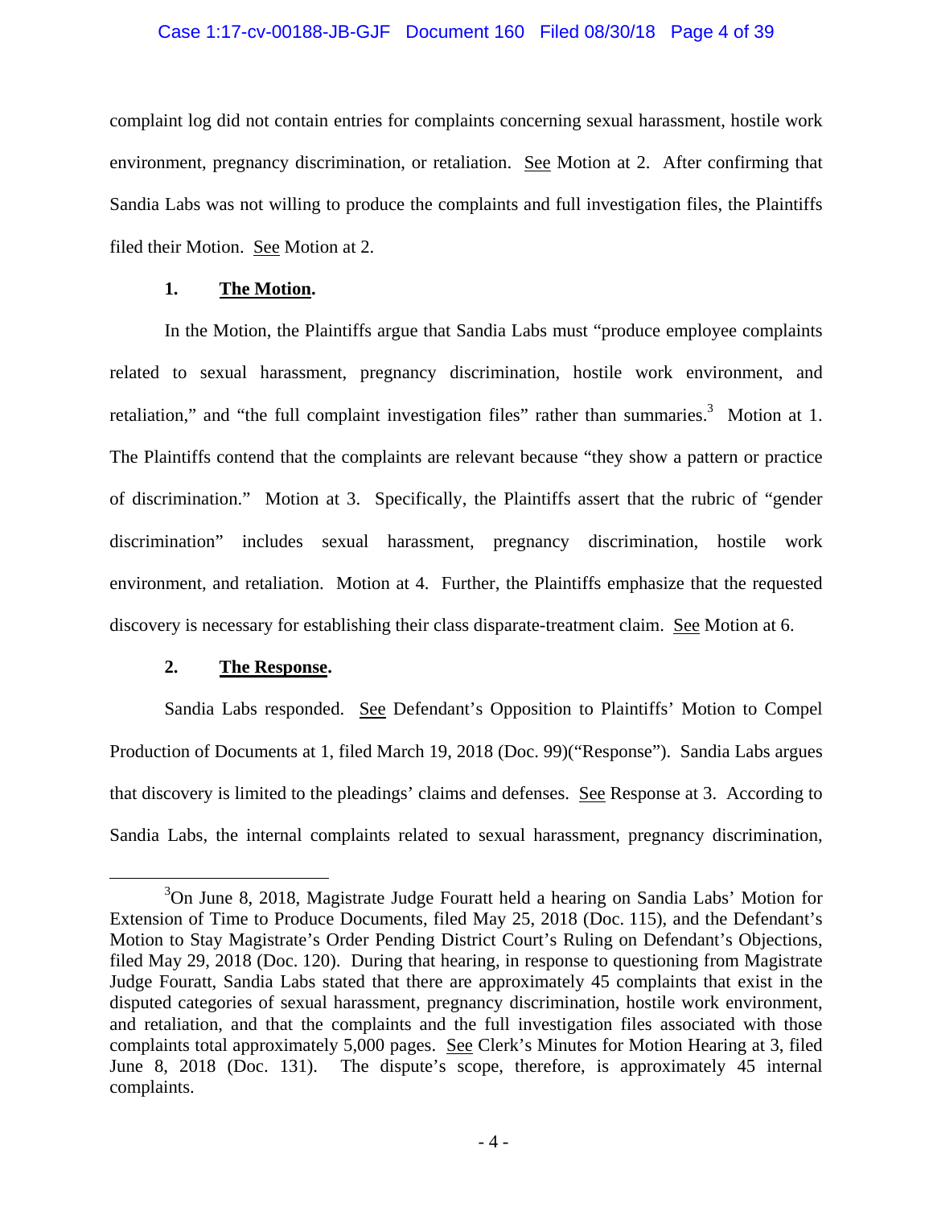complaint log did not contain entries for complaints concerning sexual harassment, hostile work environment, pregnancy discrimination, or retaliation. See Motion at 2. After confirming that Sandia Labs was not willing to produce the complaints and full investigation files, the Plaintiffs filed their Motion. See Motion at 2.

**1. The Motion.**

In the Motion, the Plaintiffs argue that Sandia Labs must "produce employee complaints related to sexual harassment, pregnancy discrimination, hostile work environment, and retaliation," and "the full complaint investigation files" rather than summaries.[3] Motion at 1. The Plaintiffs contend that the complaints are relevant because "they show a pattern or practice of discrimination." Motion at 3. Specifically, the Plaintiffs assert that the rubric of "gender discrimination" includes sexual harassment, pregnancy discrimination, hostile work environment, and retaliation. Motion at 4. Further, the Plaintiffs emphasize that the requested discovery is necessary for establishing their class disparate-treatment claim. See Motion at 6.

**2. The Response.**

Sandia Labs responded. See Defendant's Opposition to Plaintiffs' Motion to Compel Production of Documents at 1, filed March 19, 2018 (Doc. 99)("Response"). Sandia Labs argues that discovery is limited to the pleadings' claims and defenses. See Response at 3. According to Sandia Labs, the internal complaints related to sexual harassment, pregnancy discrimination,

[3]On June 8, 2018, Magistrate Judge Fouratt held a hearing on Sandia Labs' Motion for Extension of Time to Produce Documents, filed May 25, 2018 (Doc. 115), and the Defendant's Motion to Stay Magistrate's Order Pending District Court's Ruling on Defendant's Objections, filed May 29, 2018 (Doc. 120). During that hearing, in response to questioning from Magistrate Judge Fouratt, Sandia Labs stated that there are approximately 45 complaints that exist in the disputed categories of sexual harassment, pregnancy discrimination, hostile work environment, and retaliation, and that the complaints and the full investigation files associated with those complaints total approximately 5,000 pages. See Clerk's Minutes for Motion Hearing at 3, filed June 8, 2018 (Doc. 131). The dispute's scope, therefore, is approximately 45 internal complaints.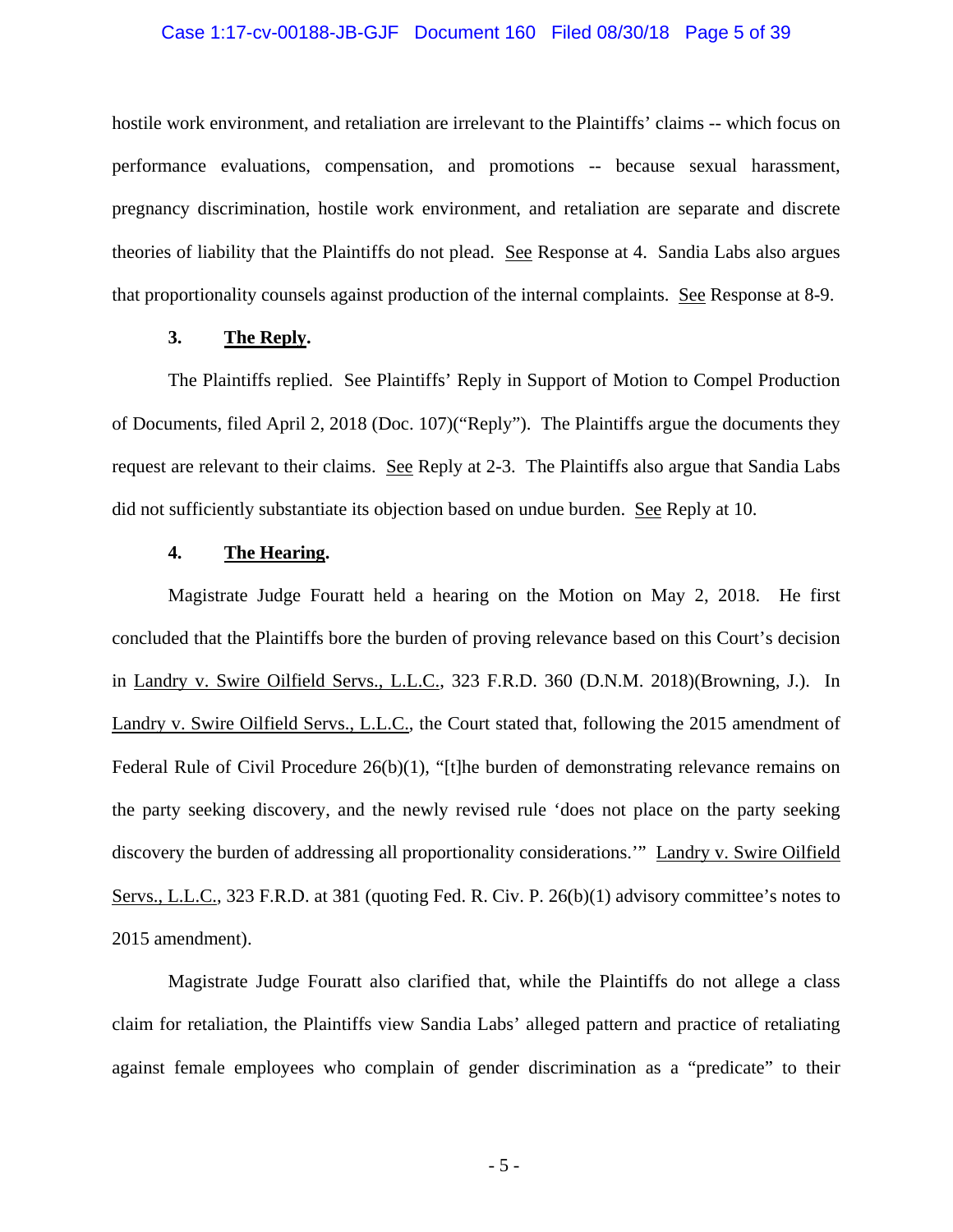hostile work environment, and retaliation are irrelevant to the Plaintiffs' claims -- which focus on performance evaluations, compensation, and promotions -- because sexual harassment, pregnancy discrimination, hostile work environment, and retaliation are separate and discrete theories of liability that the Plaintiffs do not plead. See Response at 4. Sandia Labs also argues that proportionality counsels against production of the internal complaints. See Response at 8-9.

**3. The Reply.**

The Plaintiffs replied. See Plaintiffs' Reply in Support of Motion to Compel Production of Documents, filed April 2, 2018 (Doc. 107)("Reply"). The Plaintiffs argue the documents they request are relevant to their claims. See Reply at 2-3. The Plaintiffs also argue that Sandia Labs did not sufficiently substantiate its objection based on undue burden. See Reply at 10.

**4. The Hearing.**

Magistrate Judge Fouratt held a hearing on the Motion on May 2, 2018. He first concluded that the Plaintiffs bore the burden of proving relevance based on this Court's decision in Landry v. Swire Oilfield Servs., L.L.C., 323 F.R.D. 360 (D.N.M. 2018)(Browning, J.). In Landry v. Swire Oilfield Servs., L.L.C., the Court stated that, following the 2015 amendment of Federal Rule of Civil Procedure 26(b)(1), "[t]he burden of demonstrating relevance remains on the party seeking discovery, and the newly revised rule 'does not place on the party seeking discovery the burden of addressing all proportionality considerations.'" Landry v. Swire Oilfield Servs., L.L.C., 323 F.R.D. at 381 (quoting Fed. R. Civ. P. 26(b)(1) advisory committee's notes to 2015 amendment).

Magistrate Judge Fouratt also clarified that, while the Plaintiffs do not allege a class claim for retaliation, the Plaintiffs view Sandia Labs' alleged pattern and practice of retaliating against female employees who complain of gender discrimination as a "predicate" to their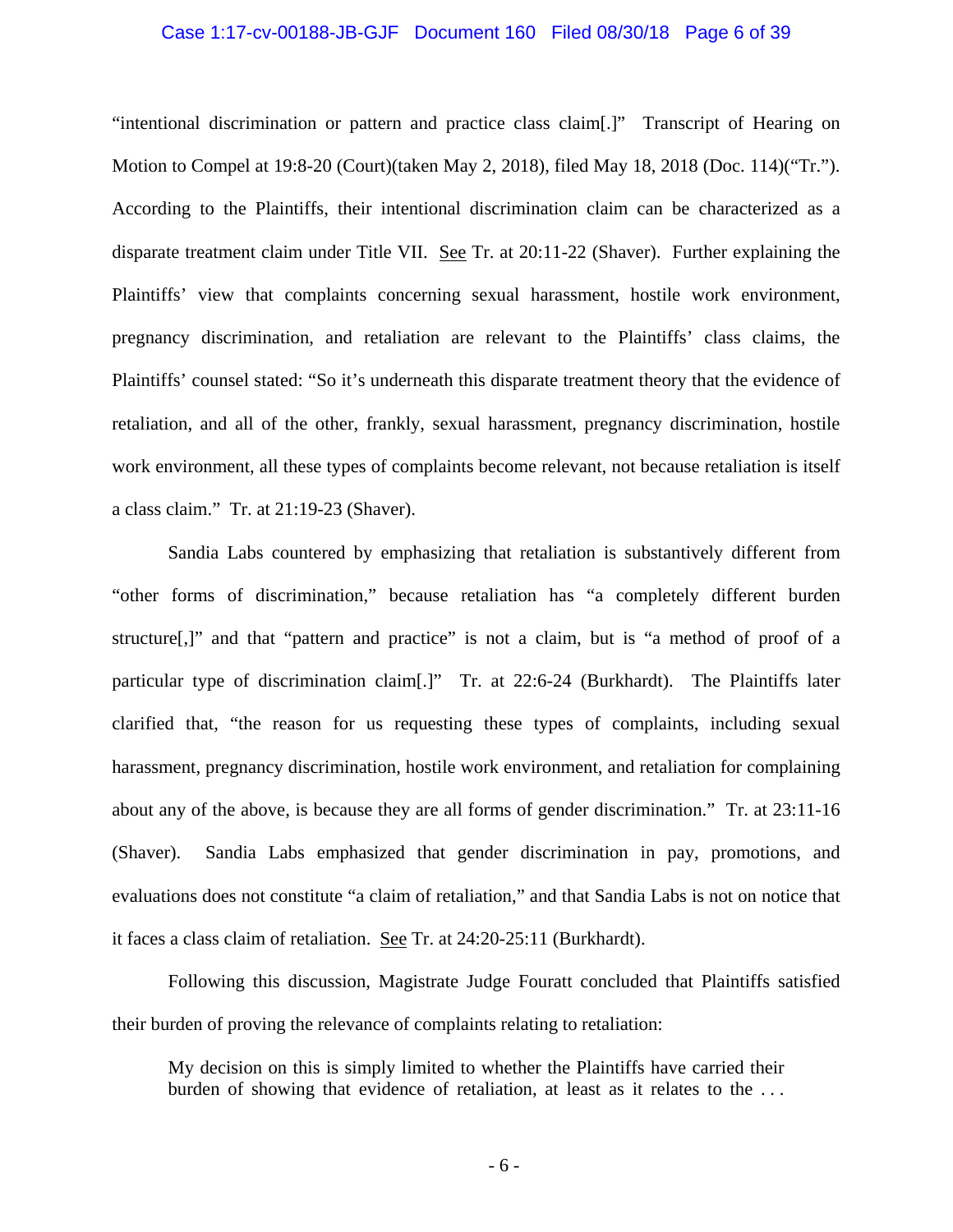"intentional discrimination or pattern and practice class claim[.]" Transcript of Hearing on Motion to Compel at 19:8-20 (Court)(taken May 2, 2018), filed May 18, 2018 (Doc. 114)("Tr."). According to the Plaintiffs, their intentional discrimination claim can be characterized as a disparate treatment claim under Title VII. See Tr. at 20:11-22 (Shaver). Further explaining the Plaintiffs' view that complaints concerning sexual harassment, hostile work environment, pregnancy discrimination, and retaliation are relevant to the Plaintiffs' class claims, the Plaintiffs' counsel stated: "So it's underneath this disparate treatment theory that the evidence of retaliation, and all of the other, frankly, sexual harassment, pregnancy discrimination, hostile work environment, all these types of complaints become relevant, not because retaliation is itself a class claim." Tr. at 21:19-23 (Shaver).

Sandia Labs countered by emphasizing that retaliation is substantively different from "other forms of discrimination," because retaliation has "a completely different burden structure[,]" and that "pattern and practice" is not a claim, but is "a method of proof of a particular type of discrimination claim[.]" Tr. at 22:6-24 (Burkhardt). The Plaintiffs later clarified that, "the reason for us requesting these types of complaints, including sexual harassment, pregnancy discrimination, hostile work environment, and retaliation for complaining about any of the above, is because they are all forms of gender discrimination." Tr. at 23:11-16 (Shaver). Sandia Labs emphasized that gender discrimination in pay, promotions, and evaluations does not constitute "a claim of retaliation," and that Sandia Labs is not on notice that it faces a class claim of retaliation. See Tr. at 24:20-25:11 (Burkhardt).

Following this discussion, Magistrate Judge Fouratt concluded that Plaintiffs satisfied their burden of proving the relevance of complaints relating to retaliation:

> My decision on this is simply limited to whether the Plaintiffs have carried their burden of showing that evidence of retaliation, at least as it relates to the . . .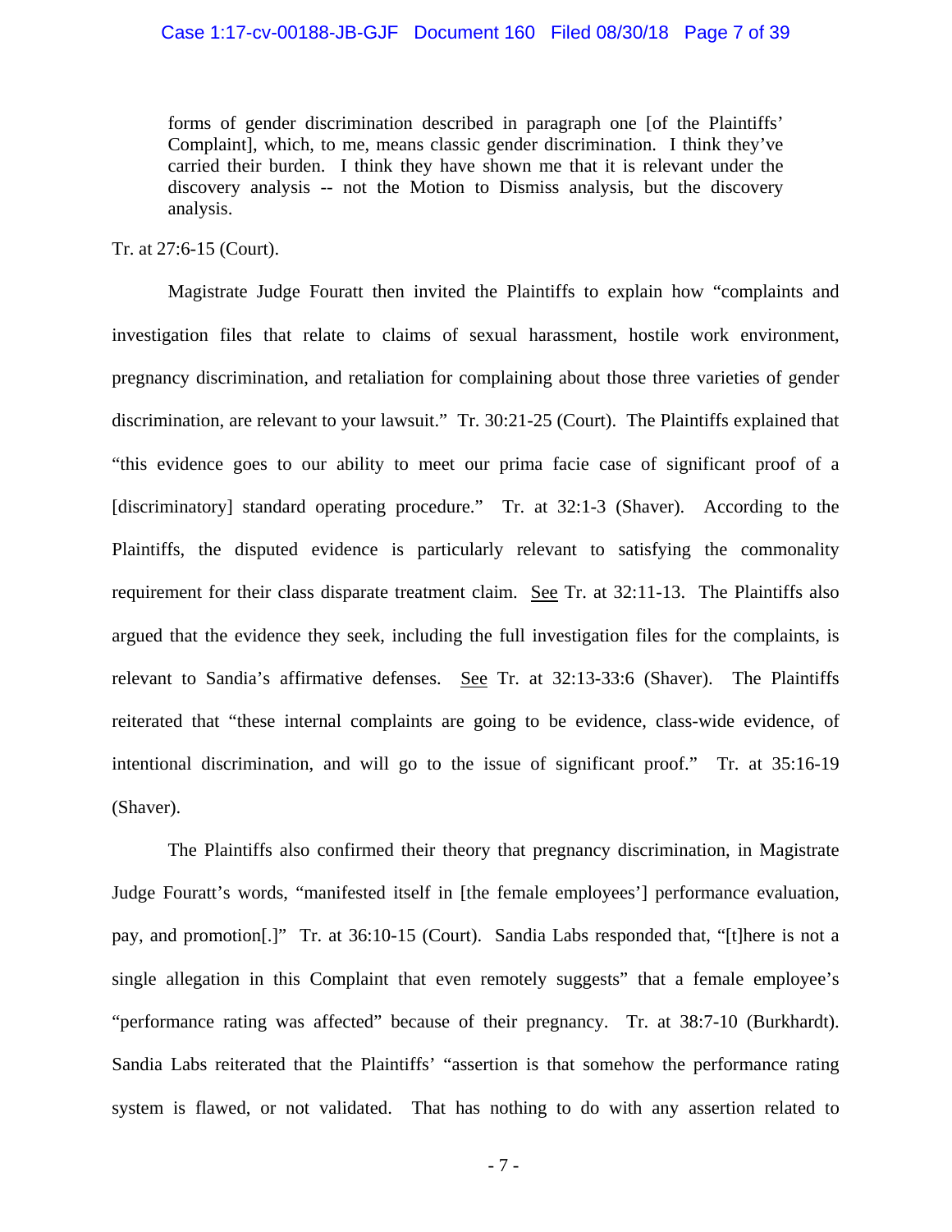> forms of gender discrimination described in paragraph one [of the Plaintiffs' Complaint], which, to me, means classic gender discrimination. I think they've carried their burden. I think they have shown me that it is relevant under the discovery analysis -- not the Motion to Dismiss analysis, but the discovery analysis.

Tr. at 27:6-15 (Court).

Magistrate Judge Fouratt then invited the Plaintiffs to explain how "complaints and investigation files that relate to claims of sexual harassment, hostile work environment, pregnancy discrimination, and retaliation for complaining about those three varieties of gender discrimination, are relevant to your lawsuit." Tr. 30:21-25 (Court). The Plaintiffs explained that "this evidence goes to our ability to meet our prima facie case of significant proof of a [discriminatory] standard operating procedure." Tr. at 32:1-3 (Shaver). According to the Plaintiffs, the disputed evidence is particularly relevant to satisfying the commonality requirement for their class disparate treatment claim. See Tr. at 32:11-13. The Plaintiffs also argued that the evidence they seek, including the full investigation files for the complaints, is relevant to Sandia's affirmative defenses. See Tr. at 32:13-33:6 (Shaver). The Plaintiffs reiterated that "these internal complaints are going to be evidence, class-wide evidence, of intentional discrimination, and will go to the issue of significant proof." Tr. at 35:16-19 (Shaver).

The Plaintiffs also confirmed their theory that pregnancy discrimination, in Magistrate Judge Fouratt's words, "manifested itself in [the female employees'] performance evaluation, pay, and promotion[.]" Tr. at 36:10-15 (Court). Sandia Labs responded that, "[t]here is not a single allegation in this Complaint that even remotely suggests" that a female employee's "performance rating was affected" because of their pregnancy. Tr. at 38:7-10 (Burkhardt). Sandia Labs reiterated that the Plaintiffs' "assertion is that somehow the performance rating system is flawed, or not validated. That has nothing to do with any assertion related to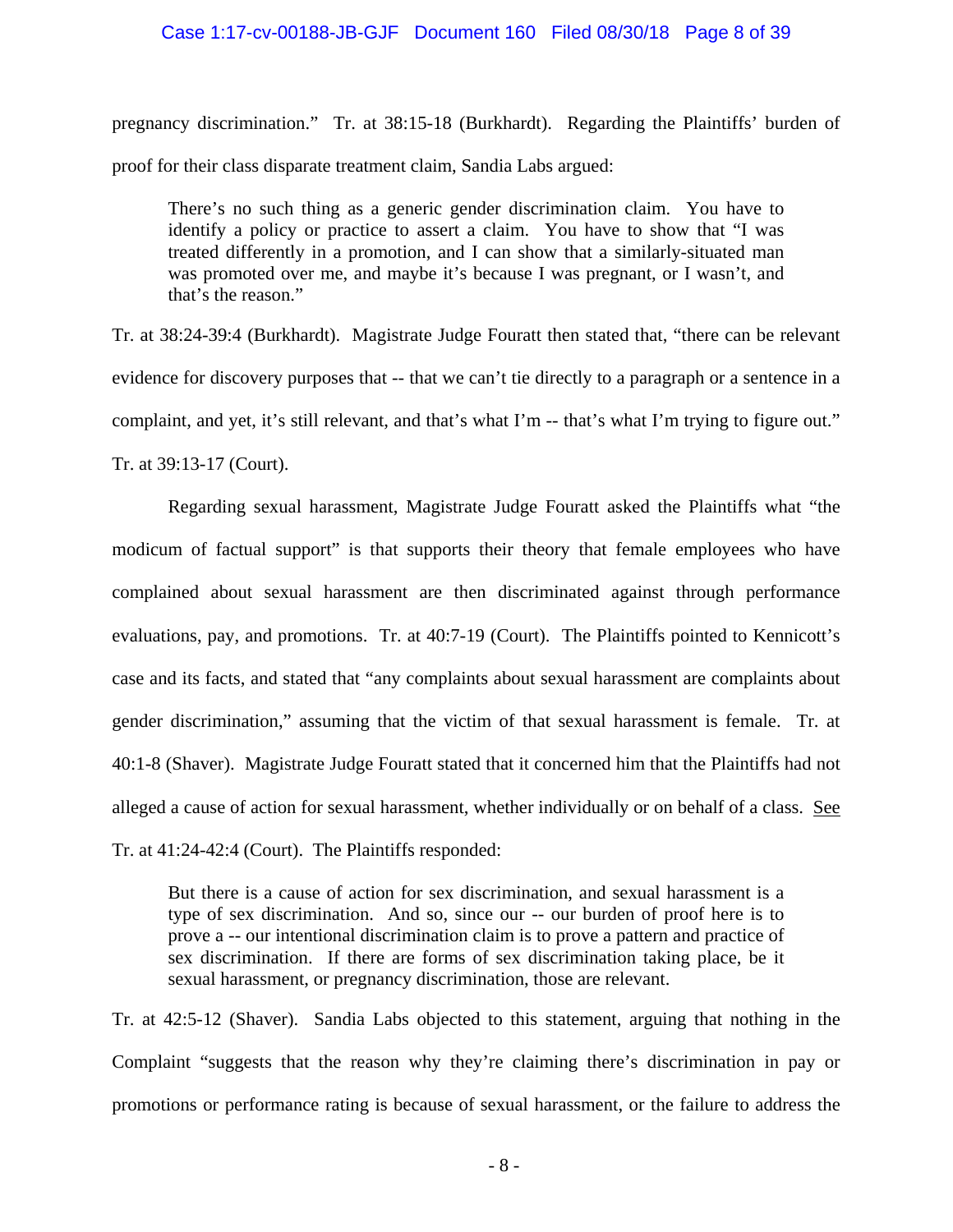pregnancy discrimination." Tr. at 38:15-18 (Burkhardt). Regarding the Plaintiffs' burden of proof for their class disparate treatment claim, Sandia Labs argued:

> There's no such thing as a generic gender discrimination claim. You have to identify a policy or practice to assert a claim. You have to show that "I was treated differently in a promotion, and I can show that a similarly-situated man was promoted over me, and maybe it's because I was pregnant, or I wasn't, and that's the reason."

Tr. at 38:24-39:4 (Burkhardt). Magistrate Judge Fouratt then stated that, "there can be relevant evidence for discovery purposes that -- that we can't tie directly to a paragraph or a sentence in a complaint, and yet, it's still relevant, and that's what I'm -- that's what I'm trying to figure out." Tr. at 39:13-17 (Court).

Regarding sexual harassment, Magistrate Judge Fouratt asked the Plaintiffs what "the modicum of factual support" is that supports their theory that female employees who have complained about sexual harassment are then discriminated against through performance evaluations, pay, and promotions. Tr. at 40:7-19 (Court). The Plaintiffs pointed to Kennicott's case and its facts, and stated that "any complaints about sexual harassment are complaints about gender discrimination," assuming that the victim of that sexual harassment is female. Tr. at 40:1-8 (Shaver). Magistrate Judge Fouratt stated that it concerned him that the Plaintiffs had not alleged a cause of action for sexual harassment, whether individually or on behalf of a class. See Tr. at 41:24-42:4 (Court). The Plaintiffs responded:

> But there is a cause of action for sex discrimination, and sexual harassment is a type of sex discrimination. And so, since our -- our burden of proof here is to prove a -- our intentional discrimination claim is to prove a pattern and practice of sex discrimination. If there are forms of sex discrimination taking place, be it sexual harassment, or pregnancy discrimination, those are relevant.

Tr. at 42:5-12 (Shaver). Sandia Labs objected to this statement, arguing that nothing in the Complaint "suggests that the reason why they're claiming there's discrimination in pay or promotions or performance rating is because of sexual harassment, or the failure to address the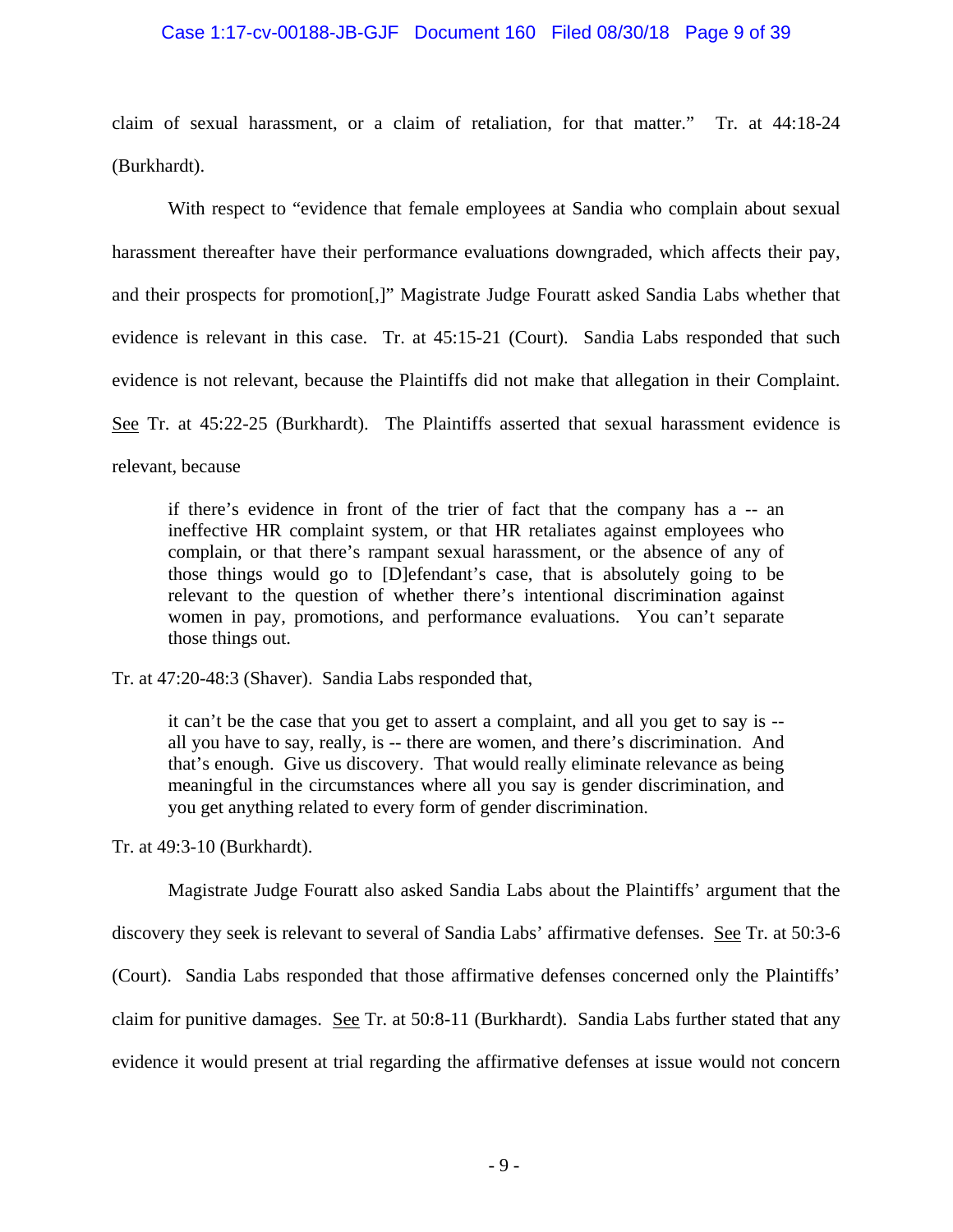claim of sexual harassment, or a claim of retaliation, for that matter." Tr. at 44:18-24 (Burkhardt).

With respect to "evidence that female employees at Sandia who complain about sexual harassment thereafter have their performance evaluations downgraded, which affects their pay, and their prospects for promotion[,]" Magistrate Judge Fouratt asked Sandia Labs whether that evidence is relevant in this case. Tr. at 45:15-21 (Court). Sandia Labs responded that such evidence is not relevant, because the Plaintiffs did not make that allegation in their Complaint. See Tr. at 45:22-25 (Burkhardt). The Plaintiffs asserted that sexual harassment evidence is relevant, because

> if there's evidence in front of the trier of fact that the company has a -- an ineffective HR complaint system, or that HR retaliates against employees who complain, or that there's rampant sexual harassment, or the absence of any of those things would go to [D]efendant's case, that is absolutely going to be relevant to the question of whether there's intentional discrimination against women in pay, promotions, and performance evaluations. You can't separate those things out.

Tr. at 47:20-48:3 (Shaver). Sandia Labs responded that,

> it can't be the case that you get to assert a complaint, and all you get to say is -- all you have to say, really, is -- there are women, and there's discrimination. And that's enough. Give us discovery. That would really eliminate relevance as being meaningful in the circumstances where all you say is gender discrimination, and you get anything related to every form of gender discrimination.

Tr. at 49:3-10 (Burkhardt).

Magistrate Judge Fouratt also asked Sandia Labs about the Plaintiffs' argument that the discovery they seek is relevant to several of Sandia Labs' affirmative defenses. See Tr. at 50:3-6 (Court). Sandia Labs responded that those affirmative defenses concerned only the Plaintiffs' claim for punitive damages. See Tr. at 50:8-11 (Burkhardt). Sandia Labs further stated that any evidence it would present at trial regarding the affirmative defenses at issue would not concern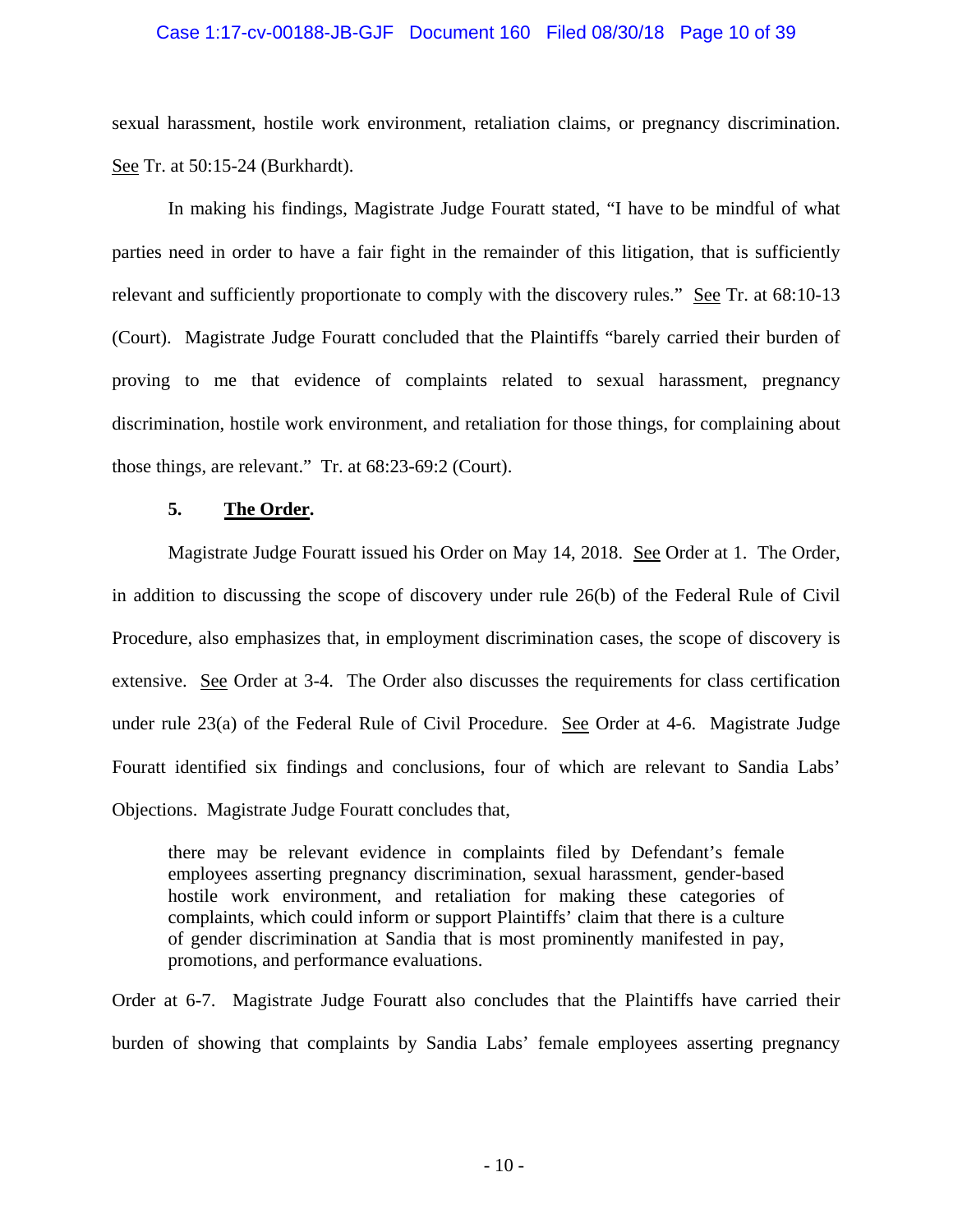sexual harassment, hostile work environment, retaliation claims, or pregnancy discrimination. See Tr. at 50:15-24 (Burkhardt).

In making his findings, Magistrate Judge Fouratt stated, "I have to be mindful of what parties need in order to have a fair fight in the remainder of this litigation, that is sufficiently relevant and sufficiently proportionate to comply with the discovery rules." See Tr. at 68:10-13 (Court). Magistrate Judge Fouratt concluded that the Plaintiffs "barely carried their burden of proving to me that evidence of complaints related to sexual harassment, pregnancy discrimination, hostile work environment, and retaliation for those things, for complaining about those things, are relevant." Tr. at 68:23-69:2 (Court).

**5. The Order.**

Magistrate Judge Fouratt issued his Order on May 14, 2018. See Order at 1. The Order, in addition to discussing the scope of discovery under rule 26(b) of the Federal Rule of Civil Procedure, also emphasizes that, in employment discrimination cases, the scope of discovery is extensive. See Order at 3-4. The Order also discusses the requirements for class certification under rule 23(a) of the Federal Rule of Civil Procedure. See Order at 4-6. Magistrate Judge Fouratt identified six findings and conclusions, four of which are relevant to Sandia Labs' Objections. Magistrate Judge Fouratt concludes that,

> there may be relevant evidence in complaints filed by Defendant's female employees asserting pregnancy discrimination, sexual harassment, gender-based hostile work environment, and retaliation for making these categories of complaints, which could inform or support Plaintiffs' claim that there is a culture of gender discrimination at Sandia that is most prominently manifested in pay, promotions, and performance evaluations.

Order at 6-7. Magistrate Judge Fouratt also concludes that the Plaintiffs have carried their burden of showing that complaints by Sandia Labs' female employees asserting pregnancy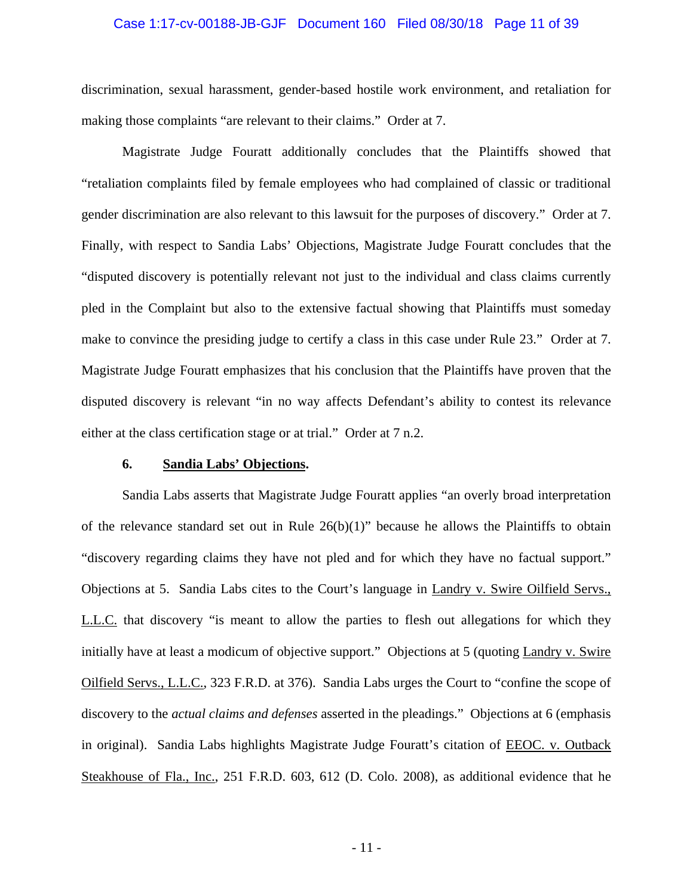discrimination, sexual harassment, gender-based hostile work environment, and retaliation for making those complaints "are relevant to their claims." Order at 7.

Magistrate Judge Fouratt additionally concludes that the Plaintiffs showed that "retaliation complaints filed by female employees who had complained of classic or traditional gender discrimination are also relevant to this lawsuit for the purposes of discovery." Order at 7. Finally, with respect to Sandia Labs' Objections, Magistrate Judge Fouratt concludes that the "disputed discovery is potentially relevant not just to the individual and class claims currently pled in the Complaint but also to the extensive factual showing that Plaintiffs must someday make to convince the presiding judge to certify a class in this case under Rule 23." Order at 7. Magistrate Judge Fouratt emphasizes that his conclusion that the Plaintiffs have proven that the disputed discovery is relevant "in no way affects Defendant's ability to contest its relevance either at the class certification stage or at trial." Order at 7 n.2.

**6. <u>Sandia Labs' Objections</u>.**

Sandia Labs asserts that Magistrate Judge Fouratt applies "an overly broad interpretation of the relevance standard set out in Rule 26(b)(1)" because he allows the Plaintiffs to obtain "discovery regarding claims they have not pled and for which they have no factual support." Objections at 5. Sandia Labs cites to the Court's language in <u>Landry v. Swire Oilfield Servs., L.L.C.</u> that discovery "is meant to allow the parties to flesh out allegations for which they initially have at least a modicum of objective support." Objections at 5 (quoting <u>Landry v. Swire Oilfield Servs., L.L.C.</u>, 323 F.R.D. at 376). Sandia Labs urges the Court to "confine the scope of discovery to the *actual claims and defenses* asserted in the pleadings." Objections at 6 (emphasis in original). Sandia Labs highlights Magistrate Judge Fouratt's citation of <u>EEOC. v. Outback Steakhouse of Fla., Inc.</u>, 251 F.R.D. 603, 612 (D. Colo. 2008), as additional evidence that he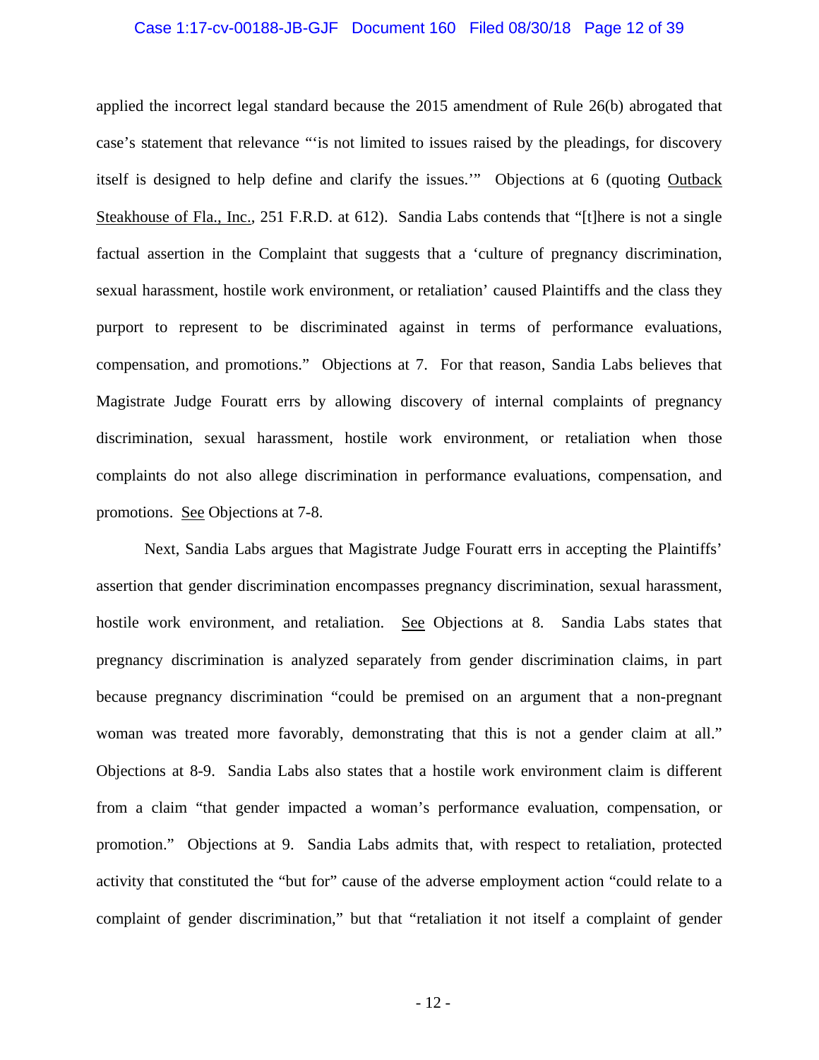applied the incorrect legal standard because the 2015 amendment of Rule 26(b) abrogated that case's statement that relevance "'is not limited to issues raised by the pleadings, for discovery itself is designed to help define and clarify the issues.'" Objections at 6 (quoting Outback Steakhouse of Fla., Inc., 251 F.R.D. at 612). Sandia Labs contends that "[t]here is not a single factual assertion in the Complaint that suggests that a 'culture of pregnancy discrimination, sexual harassment, hostile work environment, or retaliation' caused Plaintiffs and the class they purport to represent to be discriminated against in terms of performance evaluations, compensation, and promotions." Objections at 7. For that reason, Sandia Labs believes that Magistrate Judge Fouratt errs by allowing discovery of internal complaints of pregnancy discrimination, sexual harassment, hostile work environment, or retaliation when those complaints do not also allege discrimination in performance evaluations, compensation, and promotions. See Objections at 7-8.

Next, Sandia Labs argues that Magistrate Judge Fouratt errs in accepting the Plaintiffs' assertion that gender discrimination encompasses pregnancy discrimination, sexual harassment, hostile work environment, and retaliation. See Objections at 8. Sandia Labs states that pregnancy discrimination is analyzed separately from gender discrimination claims, in part because pregnancy discrimination "could be premised on an argument that a non-pregnant woman was treated more favorably, demonstrating that this is not a gender claim at all." Objections at 8-9. Sandia Labs also states that a hostile work environment claim is different from a claim "that gender impacted a woman's performance evaluation, compensation, or promotion." Objections at 9. Sandia Labs admits that, with respect to retaliation, protected activity that constituted the "but for" cause of the adverse employment action "could relate to a complaint of gender discrimination," but that "retaliation it not itself a complaint of gender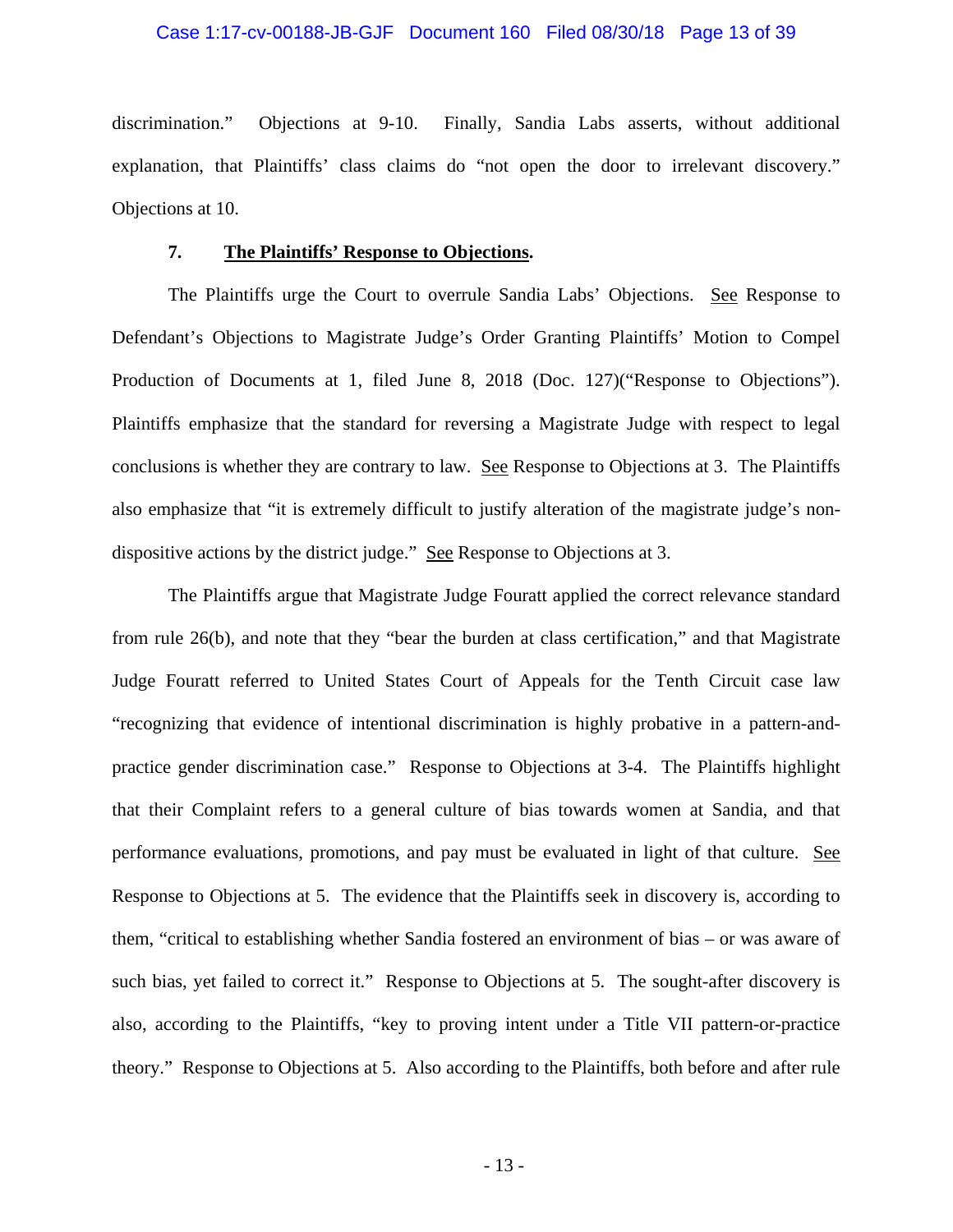discrimination." Objections at 9-10. Finally, Sandia Labs asserts, without additional explanation, that Plaintiffs' class claims do "not open the door to irrelevant discovery." Objections at 10.

**7. The Plaintiffs' Response to Objections.**

The Plaintiffs urge the Court to overrule Sandia Labs' Objections. See Response to Defendant's Objections to Magistrate Judge's Order Granting Plaintiffs' Motion to Compel Production of Documents at 1, filed June 8, 2018 (Doc. 127)("Response to Objections"). Plaintiffs emphasize that the standard for reversing a Magistrate Judge with respect to legal conclusions is whether they are contrary to law. See Response to Objections at 3. The Plaintiffs also emphasize that "it is extremely difficult to justify alteration of the magistrate judge's non-dispositive actions by the district judge." See Response to Objections at 3.

The Plaintiffs argue that Magistrate Judge Fouratt applied the correct relevance standard from rule 26(b), and note that they "bear the burden at class certification," and that Magistrate Judge Fouratt referred to United States Court of Appeals for the Tenth Circuit case law "recognizing that evidence of intentional discrimination is highly probative in a pattern-and-practice gender discrimination case." Response to Objections at 3-4. The Plaintiffs highlight that their Complaint refers to a general culture of bias towards women at Sandia, and that performance evaluations, promotions, and pay must be evaluated in light of that culture. See Response to Objections at 5. The evidence that the Plaintiffs seek in discovery is, according to them, "critical to establishing whether Sandia fostered an environment of bias – or was aware of such bias, yet failed to correct it." Response to Objections at 5. The sought-after discovery is also, according to the Plaintiffs, "key to proving intent under a Title VII pattern-or-practice theory." Response to Objections at 5. Also according to the Plaintiffs, both before and after rule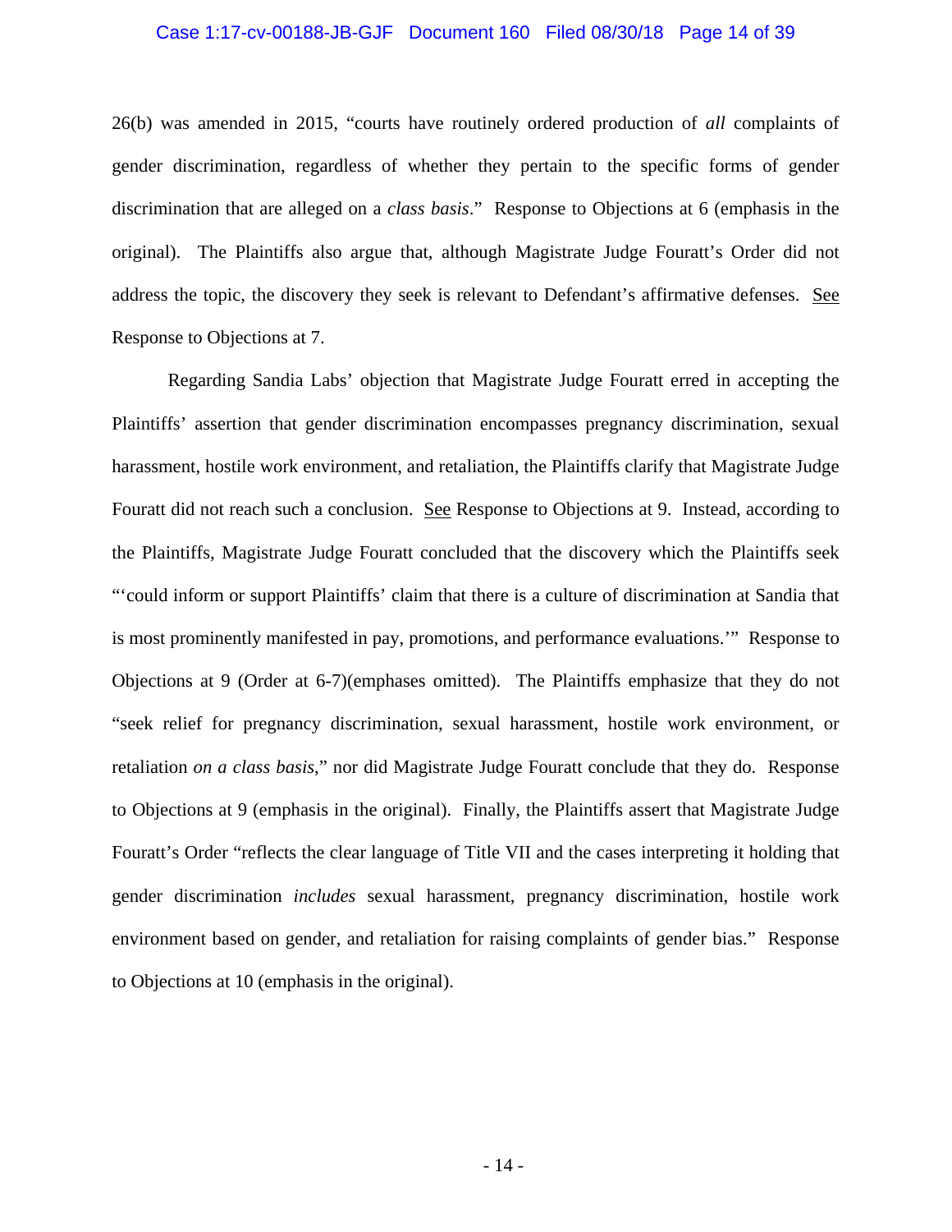26(b) was amended in 2015, "courts have routinely ordered production of *all* complaints of gender discrimination, regardless of whether they pertain to the specific forms of gender discrimination that are alleged on a *class basis*." Response to Objections at 6 (emphasis in the original). The Plaintiffs also argue that, although Magistrate Judge Fouratt's Order did not address the topic, the discovery they seek is relevant to Defendant's affirmative defenses. See Response to Objections at 7.

Regarding Sandia Labs' objection that Magistrate Judge Fouratt erred in accepting the Plaintiffs' assertion that gender discrimination encompasses pregnancy discrimination, sexual harassment, hostile work environment, and retaliation, the Plaintiffs clarify that Magistrate Judge Fouratt did not reach such a conclusion. See Response to Objections at 9. Instead, according to the Plaintiffs, Magistrate Judge Fouratt concluded that the discovery which the Plaintiffs seek "'could inform or support Plaintiffs' claim that there is a culture of discrimination at Sandia that is most prominently manifested in pay, promotions, and performance evaluations.'" Response to Objections at 9 (Order at 6-7)(emphases omitted). The Plaintiffs emphasize that they do not "seek relief for pregnancy discrimination, sexual harassment, hostile work environment, or retaliation *on a class basis*," nor did Magistrate Judge Fouratt conclude that they do. Response to Objections at 9 (emphasis in the original). Finally, the Plaintiffs assert that Magistrate Judge Fouratt's Order "reflects the clear language of Title VII and the cases interpreting it holding that gender discrimination *includes* sexual harassment, pregnancy discrimination, hostile work environment based on gender, and retaliation for raising complaints of gender bias." Response to Objections at 10 (emphasis in the original).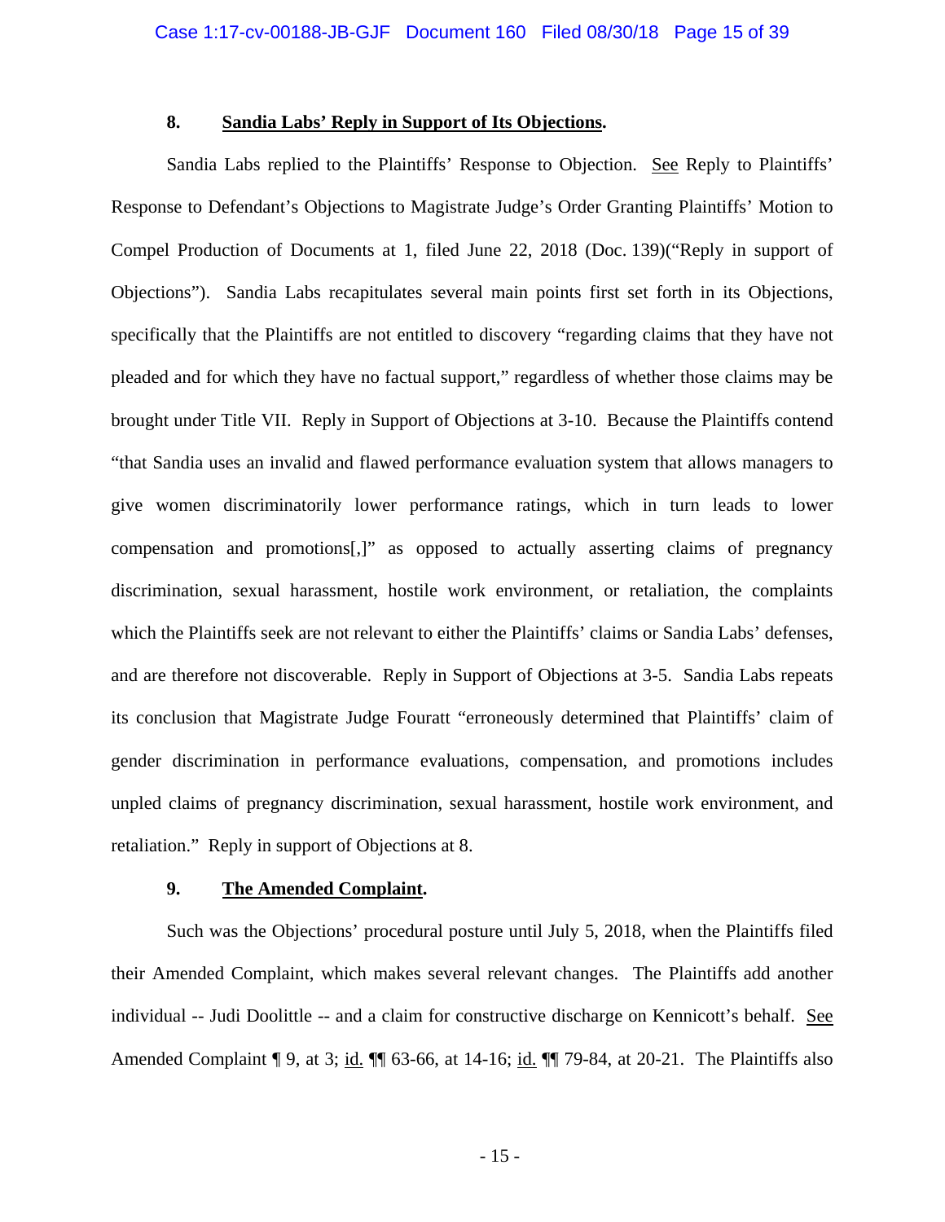### 8. **Sandia Labs' Reply in Support of Its Objections.**

Sandia Labs replied to the Plaintiffs' Response to Objection. See Reply to Plaintiffs' Response to Defendant's Objections to Magistrate Judge's Order Granting Plaintiffs' Motion to Compel Production of Documents at 1, filed June 22, 2018 (Doc. 139)("Reply in support of Objections"). Sandia Labs recapitulates several main points first set forth in its Objections, specifically that the Plaintiffs are not entitled to discovery "regarding claims that they have not pleaded and for which they have no factual support," regardless of whether those claims may be brought under Title VII. Reply in Support of Objections at 3-10. Because the Plaintiffs contend "that Sandia uses an invalid and flawed performance evaluation system that allows managers to give women discriminatorily lower performance ratings, which in turn leads to lower compensation and promotions[,]" as opposed to actually asserting claims of pregnancy discrimination, sexual harassment, hostile work environment, or retaliation, the complaints which the Plaintiffs seek are not relevant to either the Plaintiffs' claims or Sandia Labs' defenses, and are therefore not discoverable. Reply in Support of Objections at 3-5. Sandia Labs repeats its conclusion that Magistrate Judge Fouratt "erroneously determined that Plaintiffs' claim of gender discrimination in performance evaluations, compensation, and promotions includes unpled claims of pregnancy discrimination, sexual harassment, hostile work environment, and retaliation." Reply in support of Objections at 8.

### 9. **The Amended Complaint.**

Such was the Objections' procedural posture until July 5, 2018, when the Plaintiffs filed their Amended Complaint, which makes several relevant changes. The Plaintiffs add another individual -- Judi Doolittle -- and a claim for constructive discharge on Kennicott's behalf. See Amended Complaint ¶ 9, at 3; id. ¶¶ 63-66, at 14-16; id. ¶¶ 79-84, at 20-21. The Plaintiffs also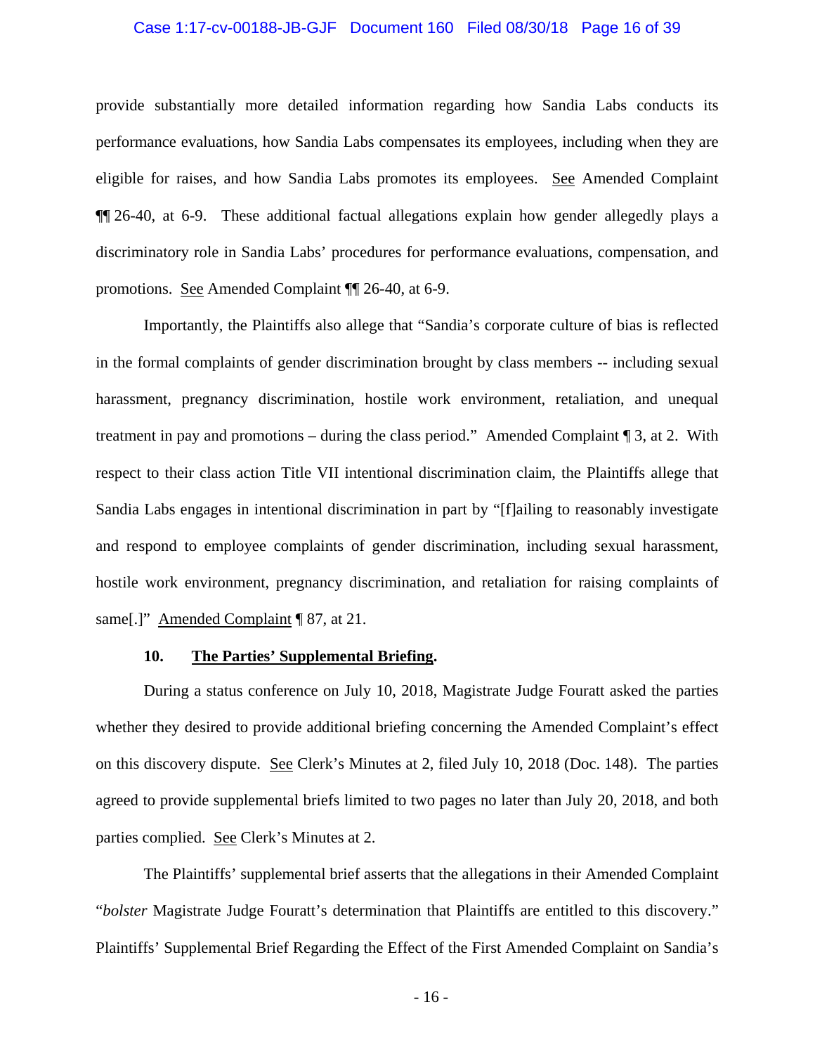provide substantially more detailed information regarding how Sandia Labs conducts its performance evaluations, how Sandia Labs compensates its employees, including when they are eligible for raises, and how Sandia Labs promotes its employees. See Amended Complaint ¶¶ 26-40, at 6-9. These additional factual allegations explain how gender allegedly plays a discriminatory role in Sandia Labs' procedures for performance evaluations, compensation, and promotions. See Amended Complaint ¶¶ 26-40, at 6-9.

Importantly, the Plaintiffs also allege that "Sandia's corporate culture of bias is reflected in the formal complaints of gender discrimination brought by class members -- including sexual harassment, pregnancy discrimination, hostile work environment, retaliation, and unequal treatment in pay and promotions – during the class period." Amended Complaint ¶ 3, at 2. With respect to their class action Title VII intentional discrimination claim, the Plaintiffs allege that Sandia Labs engages in intentional discrimination in part by "[f]ailing to reasonably investigate and respond to employee complaints of gender discrimination, including sexual harassment, hostile work environment, pregnancy discrimination, and retaliation for raising complaints of same[.]" Amended Complaint ¶ 87, at 21.

#### 10. **The Parties' Supplemental Briefing.**

During a status conference on July 10, 2018, Magistrate Judge Fouratt asked the parties whether they desired to provide additional briefing concerning the Amended Complaint's effect on this discovery dispute. See Clerk's Minutes at 2, filed July 10, 2018 (Doc. 148). The parties agreed to provide supplemental briefs limited to two pages no later than July 20, 2018, and both parties complied. See Clerk's Minutes at 2.

The Plaintiffs' supplemental brief asserts that the allegations in their Amended Complaint "*bolster* Magistrate Judge Fouratt's determination that Plaintiffs are entitled to this discovery." Plaintiffs' Supplemental Brief Regarding the Effect of the First Amended Complaint on Sandia's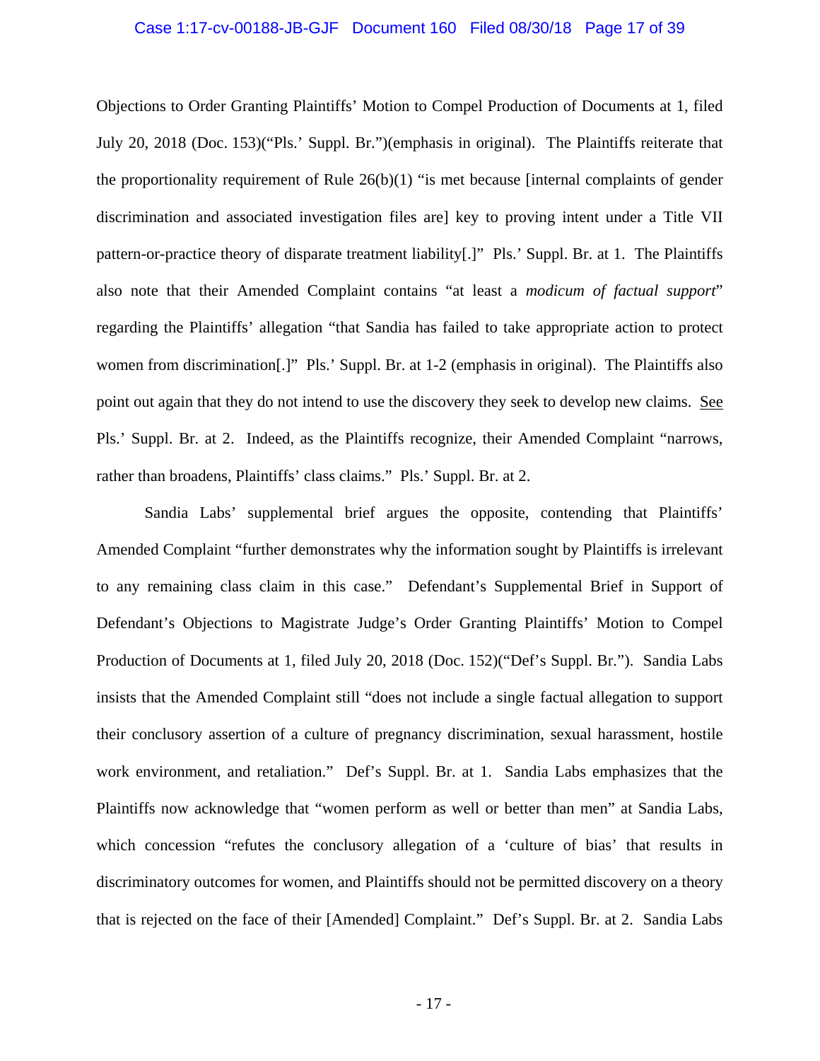Objections to Order Granting Plaintiffs' Motion to Compel Production of Documents at 1, filed July 20, 2018 (Doc. 153)("Pls.' Suppl. Br.")(emphasis in original). The Plaintiffs reiterate that the proportionality requirement of Rule 26(b)(1) "is met because [internal complaints of gender discrimination and associated investigation files are] key to proving intent under a Title VII pattern-or-practice theory of disparate treatment liability[.]" Pls.' Suppl. Br. at 1. The Plaintiffs also note that their Amended Complaint contains "at least a *modicum of factual support*" regarding the Plaintiffs' allegation "that Sandia has failed to take appropriate action to protect women from discrimination[.]" Pls.' Suppl. Br. at 1-2 (emphasis in original). The Plaintiffs also point out again that they do not intend to use the discovery they seek to develop new claims. See Pls.' Suppl. Br. at 2. Indeed, as the Plaintiffs recognize, their Amended Complaint "narrows, rather than broadens, Plaintiffs' class claims." Pls.' Suppl. Br. at 2.

Sandia Labs' supplemental brief argues the opposite, contending that Plaintiffs' Amended Complaint "further demonstrates why the information sought by Plaintiffs is irrelevant to any remaining class claim in this case." Defendant's Supplemental Brief in Support of Defendant's Objections to Magistrate Judge's Order Granting Plaintiffs' Motion to Compel Production of Documents at 1, filed July 20, 2018 (Doc. 152)("Def's Suppl. Br."). Sandia Labs insists that the Amended Complaint still "does not include a single factual allegation to support their conclusory assertion of a culture of pregnancy discrimination, sexual harassment, hostile work environment, and retaliation." Def's Suppl. Br. at 1. Sandia Labs emphasizes that the Plaintiffs now acknowledge that "women perform as well or better than men" at Sandia Labs, which concession "refutes the conclusory allegation of a 'culture of bias' that results in discriminatory outcomes for women, and Plaintiffs should not be permitted discovery on a theory that is rejected on the face of their [Amended] Complaint." Def's Suppl. Br. at 2. Sandia Labs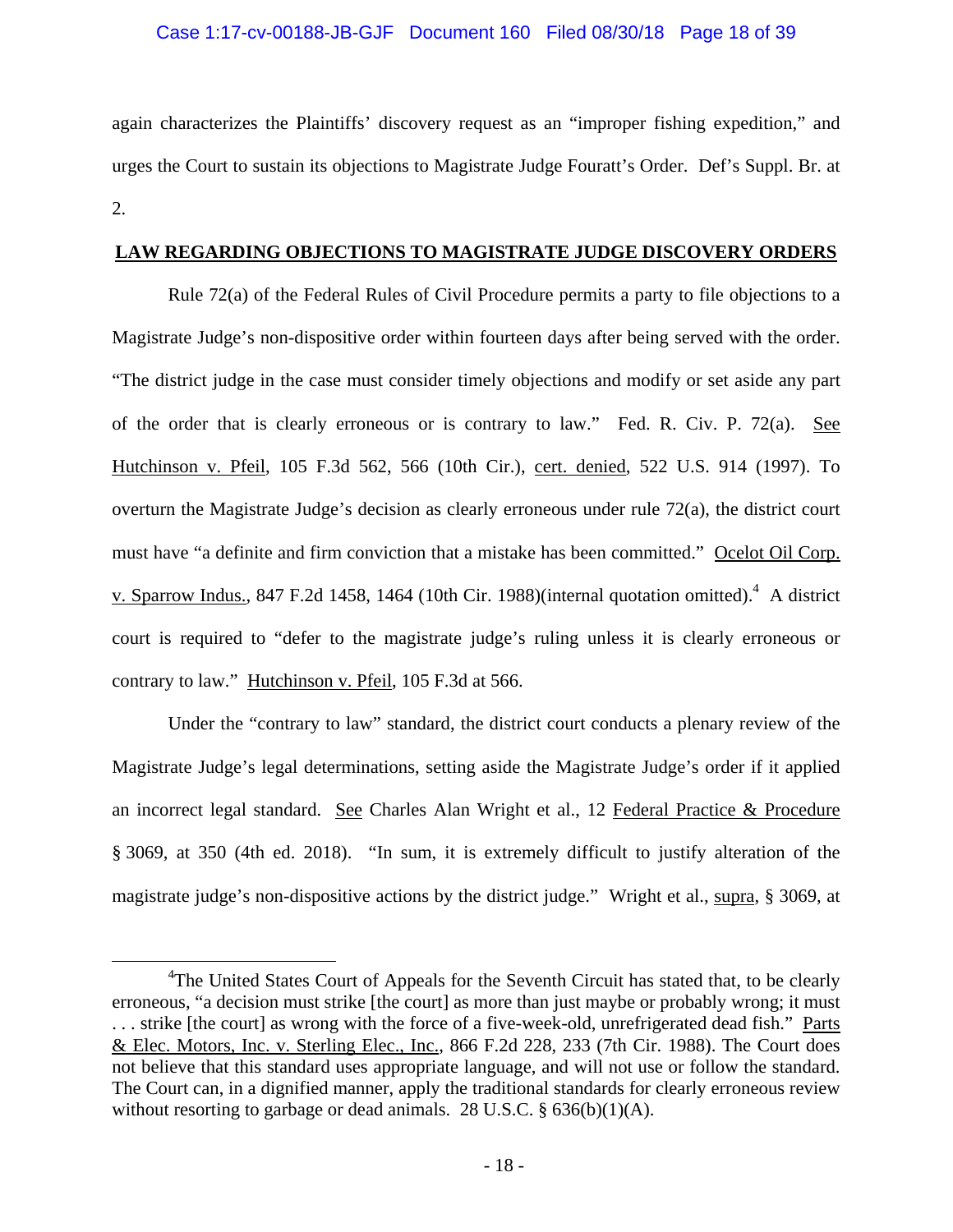again characterizes the Plaintiffs' discovery request as an "improper fishing expedition," and urges the Court to sustain its objections to Magistrate Judge Fouratt's Order. Def's Suppl. Br. at 2.

**LAW REGARDING OBJECTIONS TO MAGISTRATE JUDGE DISCOVERY ORDERS**

Rule 72(a) of the Federal Rules of Civil Procedure permits a party to file objections to a Magistrate Judge's non-dispositive order within fourteen days after being served with the order. "The district judge in the case must consider timely objections and modify or set aside any part of the order that is clearly erroneous or is contrary to law." Fed. R. Civ. P. 72(a). See Hutchinson v. Pfeil, 105 F.3d 562, 566 (10th Cir.), cert. denied, 522 U.S. 914 (1997). To overturn the Magistrate Judge's decision as clearly erroneous under rule 72(a), the district court must have "a definite and firm conviction that a mistake has been committed." Ocelot Oil Corp. v. Sparrow Indus., 847 F.2d 1458, 1464 (10th Cir. 1988)(internal quotation omitted).[4] A district court is required to "defer to the magistrate judge's ruling unless it is clearly erroneous or contrary to law." Hutchinson v. Pfeil, 105 F.3d at 566.

Under the "contrary to law" standard, the district court conducts a plenary review of the Magistrate Judge's legal determinations, setting aside the Magistrate Judge's order if it applied an incorrect legal standard. See Charles Alan Wright et al., 12 Federal Practice & Procedure § 3069, at 350 (4th ed. 2018). "In sum, it is extremely difficult to justify alteration of the magistrate judge's non-dispositive actions by the district judge." Wright et al., supra, § 3069, at

---

[4]The United States Court of Appeals for the Seventh Circuit has stated that, to be clearly erroneous, "a decision must strike [the court] as more than just maybe or probably wrong; it must . . . strike [the court] as wrong with the force of a five-week-old, unrefrigerated dead fish." Parts & Elec. Motors, Inc. v. Sterling Elec., Inc., 866 F.2d 228, 233 (7th Cir. 1988). The Court does not believe that this standard uses appropriate language, and will not use or follow the standard. The Court can, in a dignified manner, apply the traditional standards for clearly erroneous review without resorting to garbage or dead animals. 28 U.S.C. § 636(b)(1)(A).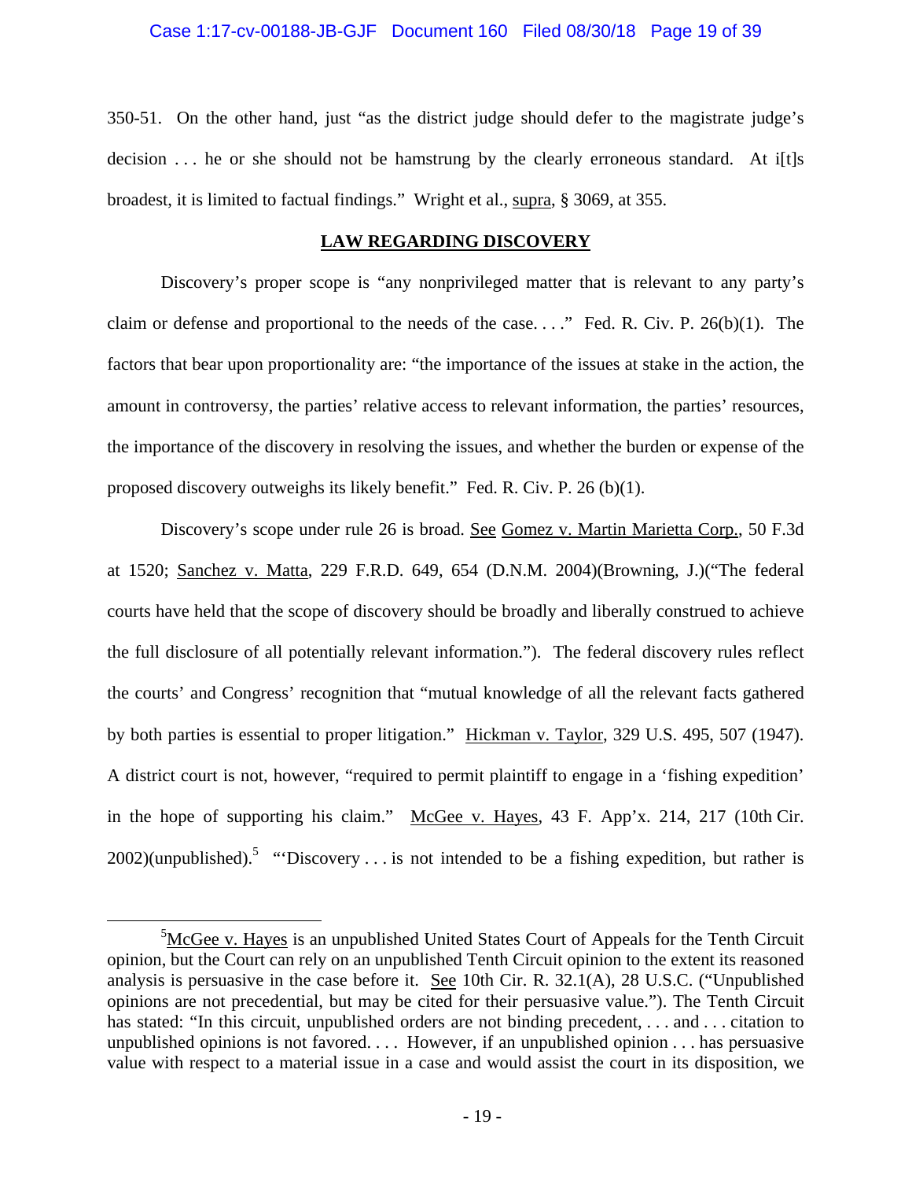350-51. On the other hand, just "as the district judge should defer to the magistrate judge's decision . . . he or she should not be hamstrung by the clearly erroneous standard. At i[t]s broadest, it is limited to factual findings." Wright et al., supra, § 3069, at 355.

## LAW REGARDING DISCOVERY

Discovery's proper scope is "any nonprivileged matter that is relevant to any party's claim or defense and proportional to the needs of the case. . . ." Fed. R. Civ. P. 26(b)(1). The factors that bear upon proportionality are: "the importance of the issues at stake in the action, the amount in controversy, the parties' relative access to relevant information, the parties' resources, the importance of the discovery in resolving the issues, and whether the burden or expense of the proposed discovery outweighs its likely benefit." Fed. R. Civ. P. 26 (b)(1).

Discovery's scope under rule 26 is broad. See Gomez v. Martin Marietta Corp., 50 F.3d at 1520; Sanchez v. Matta, 229 F.R.D. 649, 654 (D.N.M. 2004)(Browning, J.)("The federal courts have held that the scope of discovery should be broadly and liberally construed to achieve the full disclosure of all potentially relevant information."). The federal discovery rules reflect the courts' and Congress' recognition that "mutual knowledge of all the relevant facts gathered by both parties is essential to proper litigation." Hickman v. Taylor, 329 U.S. 495, 507 (1947). A district court is not, however, "required to permit plaintiff to engage in a 'fishing expedition' in the hope of supporting his claim." McGee v. Hayes, 43 F. App'x. 214, 217 (10th Cir. 2002)(unpublished).[5] "'Discovery . . . is not intended to be a fishing expedition, but rather is

---

[5]McGee v. Hayes is an unpublished United States Court of Appeals for the Tenth Circuit opinion, but the Court can rely on an unpublished Tenth Circuit opinion to the extent its reasoned analysis is persuasive in the case before it. See 10th Cir. R. 32.1(A), 28 U.S.C. ("Unpublished opinions are not precedential, but may be cited for their persuasive value."). The Tenth Circuit has stated: "In this circuit, unpublished orders are not binding precedent, . . . and . . . citation to unpublished opinions is not favored. . . . However, if an unpublished opinion . . . has persuasive value with respect to a material issue in a case and would assist the court in its disposition, we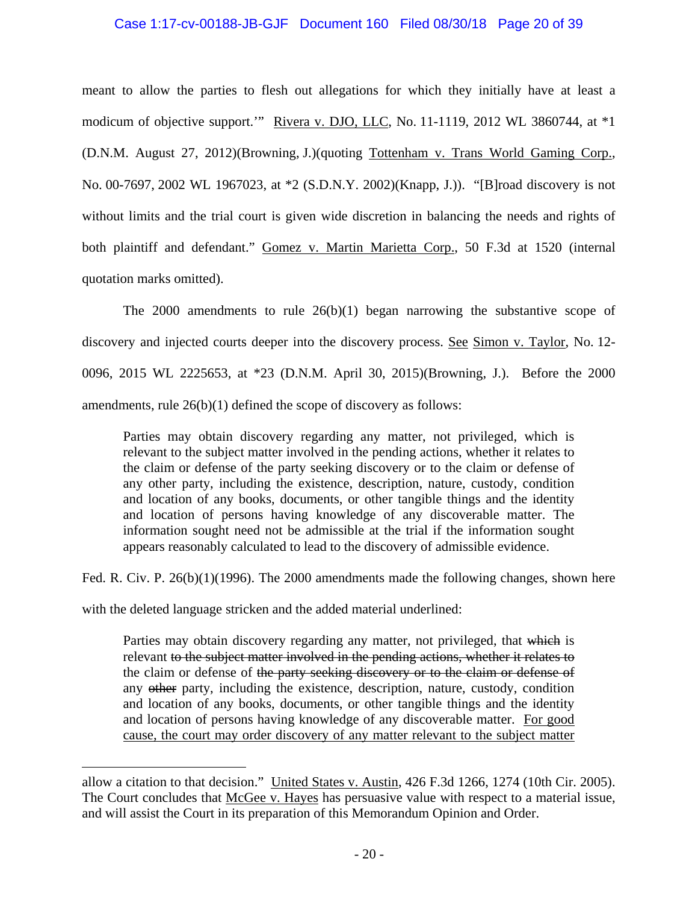meant to allow the parties to flesh out allegations for which they initially have at least a modicum of objective support.'" Rivera v. DJO, LLC, No. 11-1119, 2012 WL 3860744, at *1 (D.N.M. August 27, 2012)(Browning, J.)(quoting Tottenham v. Trans World Gaming Corp., No. 00-7697, 2002 WL 1967023, at *2 (S.D.N.Y. 2002)(Knapp, J.)). "[B]road discovery is not without limits and the trial court is given wide discretion in balancing the needs and rights of both plaintiff and defendant." Gomez v. Martin Marietta Corp., 50 F.3d at 1520 (internal quotation marks omitted).

The 2000 amendments to rule 26(b)(1) began narrowing the substantive scope of discovery and injected courts deeper into the discovery process. See Simon v. Taylor, No. 12-0096, 2015 WL 2225653, at *23 (D.N.M. April 30, 2015)(Browning, J.). Before the 2000 amendments, rule 26(b)(1) defined the scope of discovery as follows:

> Parties may obtain discovery regarding any matter, not privileged, which is relevant to the subject matter involved in the pending actions, whether it relates to the claim or defense of the party seeking discovery or to the claim or defense of any other party, including the existence, description, nature, custody, condition and location of any books, documents, or other tangible things and the identity and location of persons having knowledge of any discoverable matter. The information sought need not be admissible at the trial if the information sought appears reasonably calculated to lead to the discovery of admissible evidence.

Fed. R. Civ. P. 26(b)(1)(1996). The 2000 amendments made the following changes, shown here with the deleted language stricken and the added material underlined:

> Parties may obtain discovery regarding any matter, not privileged, that ~~which~~ is relevant ~~to the subject matter involved in the pending actions, whether it relates to~~ the claim or defense of ~~the party seeking discovery or to the claim or defense of~~ any ~~other~~ party, including the existence, description, nature, custody, condition and location of any books, documents, or other tangible things and the identity and location of persons having knowledge of any discoverable matter. <u>For good cause, the court may order discovery of any matter relevant to the subject matter</u>

---

allow a citation to that decision." United States v. Austin, 426 F.3d 1266, 1274 (10th Cir. 2005). The Court concludes that McGee v. Hayes has persuasive value with respect to a material issue, and will assist the Court in its preparation of this Memorandum Opinion and Order.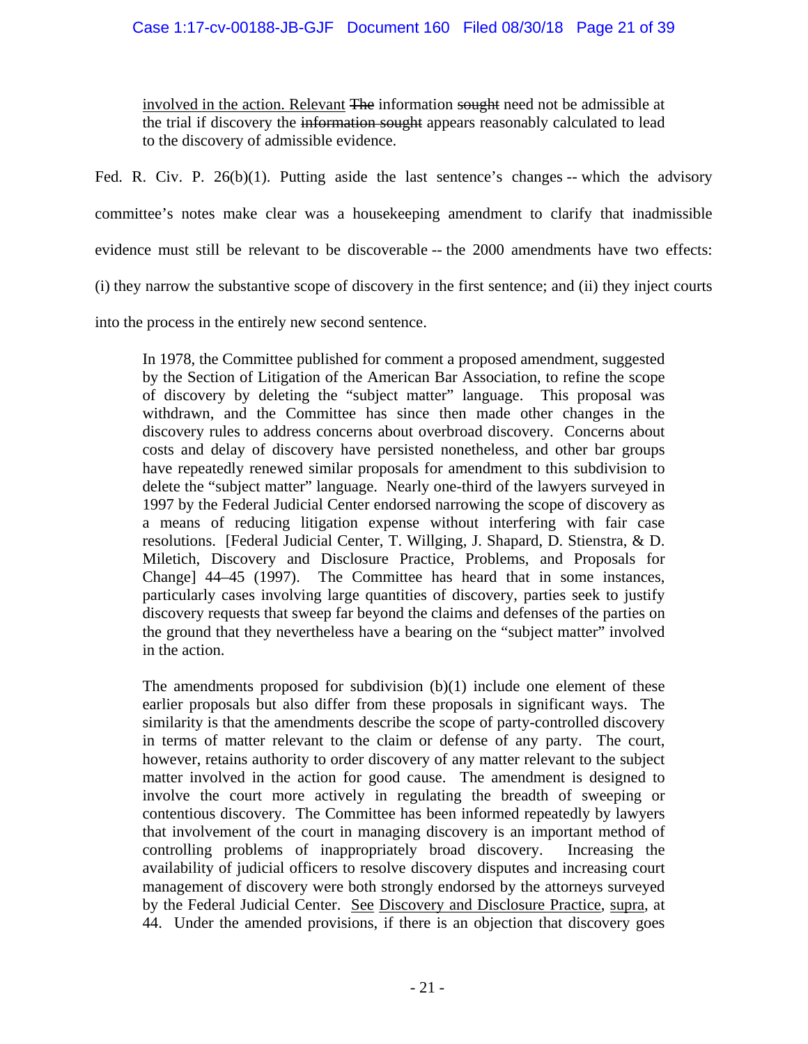> involved in the action. Relevant ~~The~~ information ~~sought~~ need not be admissible at the trial if discovery the ~~information sought~~ appears reasonably calculated to lead to the discovery of admissible evidence.

Fed. R. Civ. P. 26(b)(1). Putting aside the last sentence's changes -- which the advisory committee's notes make clear was a housekeeping amendment to clarify that inadmissible evidence must still be relevant to be discoverable -- the 2000 amendments have two effects: (i) they narrow the substantive scope of discovery in the first sentence; and (ii) they inject courts into the process in the entirely new second sentence.

> In 1978, the Committee published for comment a proposed amendment, suggested by the Section of Litigation of the American Bar Association, to refine the scope of discovery by deleting the "subject matter" language. This proposal was withdrawn, and the Committee has since then made other changes in the discovery rules to address concerns about overbroad discovery. Concerns about costs and delay of discovery have persisted nonetheless, and other bar groups have repeatedly renewed similar proposals for amendment to this subdivision to delete the "subject matter" language. Nearly one-third of the lawyers surveyed in 1997 by the Federal Judicial Center endorsed narrowing the scope of discovery as a means of reducing litigation expense without interfering with fair case resolutions. [Federal Judicial Center, T. Willging, J. Shapard, D. Stienstra, & D. Miletich, Discovery and Disclosure Practice, Problems, and Proposals for Change] 44–45 (1997). The Committee has heard that in some instances, particularly cases involving large quantities of discovery, parties seek to justify discovery requests that sweep far beyond the claims and defenses of the parties on the ground that they nevertheless have a bearing on the "subject matter" involved in the action.
>
> The amendments proposed for subdivision (b)(1) include one element of these earlier proposals but also differ from these proposals in significant ways. The similarity is that the amendments describe the scope of party-controlled discovery in terms of matter relevant to the claim or defense of any party. The court, however, retains authority to order discovery of any matter relevant to the subject matter involved in the action for good cause. The amendment is designed to involve the court more actively in regulating the breadth of sweeping or contentious discovery. The Committee has been informed repeatedly by lawyers that involvement of the court in managing discovery is an important method of controlling problems of inappropriately broad discovery. Increasing the availability of judicial officers to resolve discovery disputes and increasing court management of discovery were both strongly endorsed by the attorneys surveyed by the Federal Judicial Center. See Discovery and Disclosure Practice, supra, at 44. Under the amended provisions, if there is an objection that discovery goes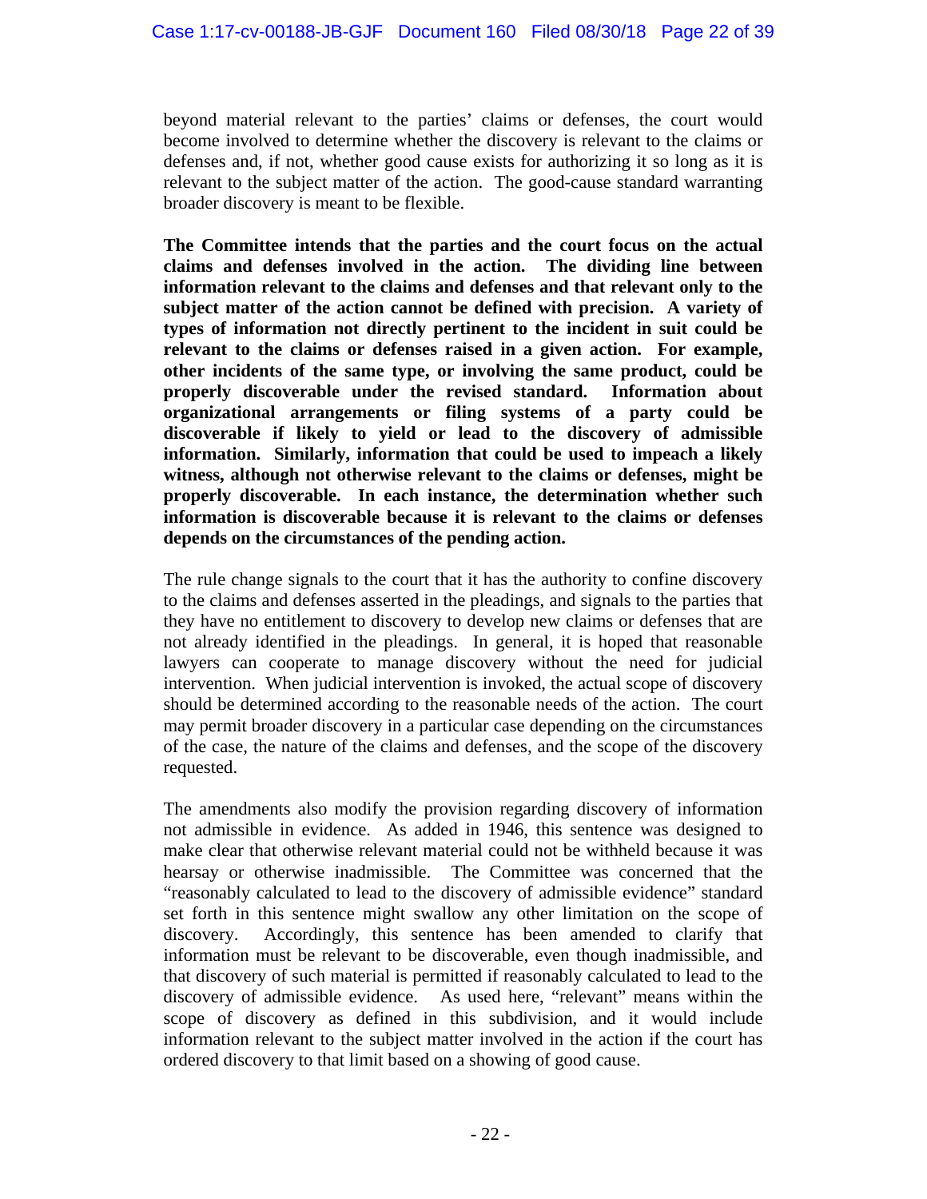beyond material relevant to the parties' claims or defenses, the court would become involved to determine whether the discovery is relevant to the claims or defenses and, if not, whether good cause exists for authorizing it so long as it is relevant to the subject matter of the action. The good-cause standard warranting broader discovery is meant to be flexible.

**The Committee intends that the parties and the court focus on the actual claims and defenses involved in the action. The dividing line between information relevant to the claims and defenses and that relevant only to the subject matter of the action cannot be defined with precision. A variety of types of information not directly pertinent to the incident in suit could be relevant to the claims or defenses raised in a given action. For example, other incidents of the same type, or involving the same product, could be properly discoverable under the revised standard. Information about organizational arrangements or filing systems of a party could be discoverable if likely to yield or lead to the discovery of admissible information. Similarly, information that could be used to impeach a likely witness, although not otherwise relevant to the claims or defenses, might be properly discoverable. In each instance, the determination whether such information is discoverable because it is relevant to the claims or defenses depends on the circumstances of the pending action.**

The rule change signals to the court that it has the authority to confine discovery to the claims and defenses asserted in the pleadings, and signals to the parties that they have no entitlement to discovery to develop new claims or defenses that are not already identified in the pleadings. In general, it is hoped that reasonable lawyers can cooperate to manage discovery without the need for judicial intervention. When judicial intervention is invoked, the actual scope of discovery should be determined according to the reasonable needs of the action. The court may permit broader discovery in a particular case depending on the circumstances of the case, the nature of the claims and defenses, and the scope of the discovery requested.

The amendments also modify the provision regarding discovery of information not admissible in evidence. As added in 1946, this sentence was designed to make clear that otherwise relevant material could not be withheld because it was hearsay or otherwise inadmissible. The Committee was concerned that the "reasonably calculated to lead to the discovery of admissible evidence" standard set forth in this sentence might swallow any other limitation on the scope of discovery. Accordingly, this sentence has been amended to clarify that information must be relevant to be discoverable, even though inadmissible, and that discovery of such material is permitted if reasonably calculated to lead to the discovery of admissible evidence. As used here, "relevant" means within the scope of discovery as defined in this subdivision, and it would include information relevant to the subject matter involved in the action if the court has ordered discovery to that limit based on a showing of good cause.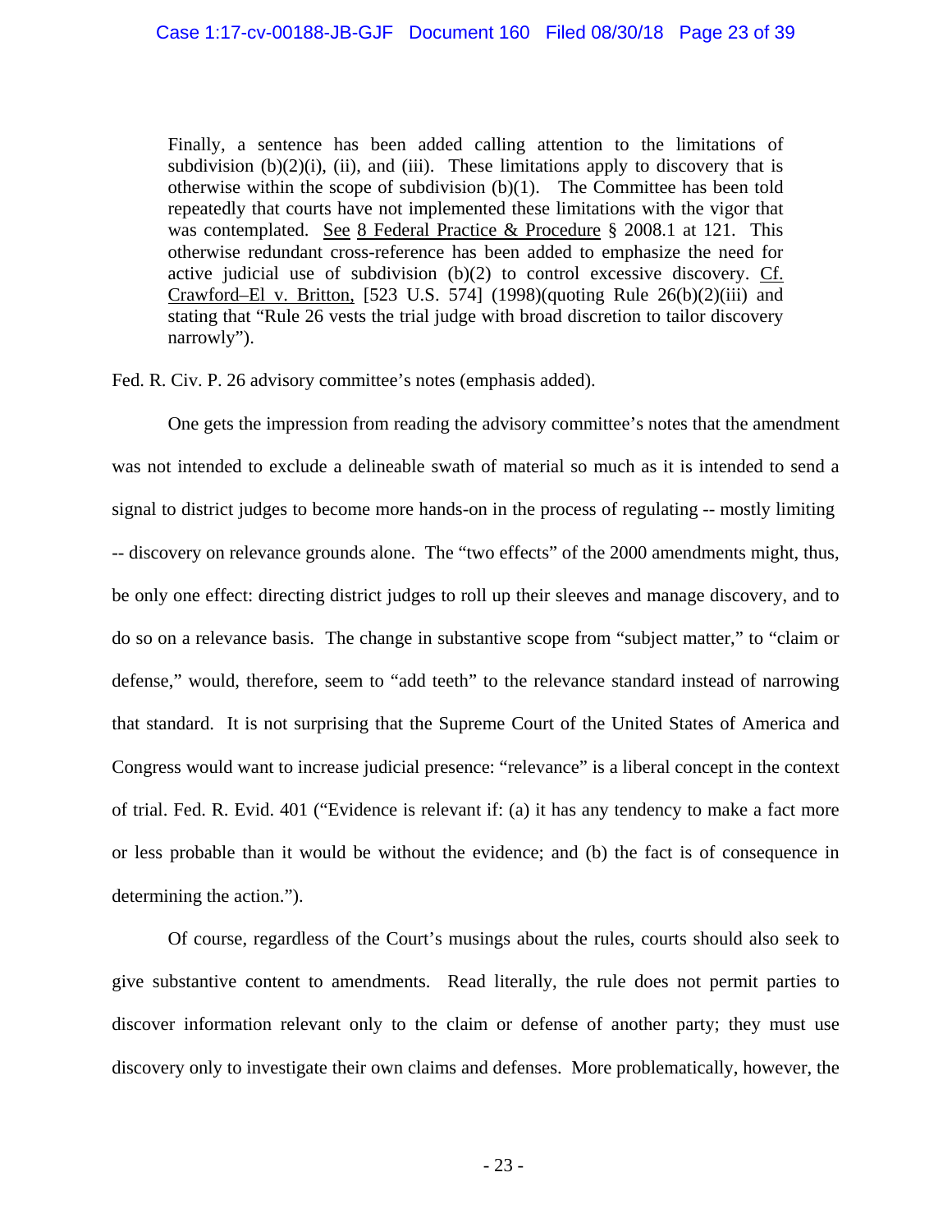> Finally, a sentence has been added calling attention to the limitations of subdivision (b)(2)(i), (ii), and (iii). These limitations apply to discovery that is otherwise within the scope of subdivision (b)(1). The Committee has been told repeatedly that courts have not implemented these limitations with the vigor that was contemplated. See 8 Federal Practice & Procedure § 2008.1 at 121. This otherwise redundant cross-reference has been added to emphasize the need for active judicial use of subdivision (b)(2) to control excessive discovery. Cf. Crawford–El v. Britton, [523 U.S. 574] (1998)(quoting Rule 26(b)(2)(iii) and stating that "Rule 26 vests the trial judge with broad discretion to tailor discovery narrowly").

Fed. R. Civ. P. 26 advisory committee's notes (emphasis added).

One gets the impression from reading the advisory committee's notes that the amendment was not intended to exclude a delineable swath of material so much as it is intended to send a signal to district judges to become more hands-on in the process of regulating -- mostly limiting -- discovery on relevance grounds alone. The "two effects" of the 2000 amendments might, thus, be only one effect: directing district judges to roll up their sleeves and manage discovery, and to do so on a relevance basis. The change in substantive scope from "subject matter," to "claim or defense," would, therefore, seem to "add teeth" to the relevance standard instead of narrowing that standard. It is not surprising that the Supreme Court of the United States of America and Congress would want to increase judicial presence: "relevance" is a liberal concept in the context of trial. Fed. R. Evid. 401 ("Evidence is relevant if: (a) it has any tendency to make a fact more or less probable than it would be without the evidence; and (b) the fact is of consequence in determining the action.").

Of course, regardless of the Court's musings about the rules, courts should also seek to give substantive content to amendments. Read literally, the rule does not permit parties to discover information relevant only to the claim or defense of another party; they must use discovery only to investigate their own claims and defenses. More problematically, however, the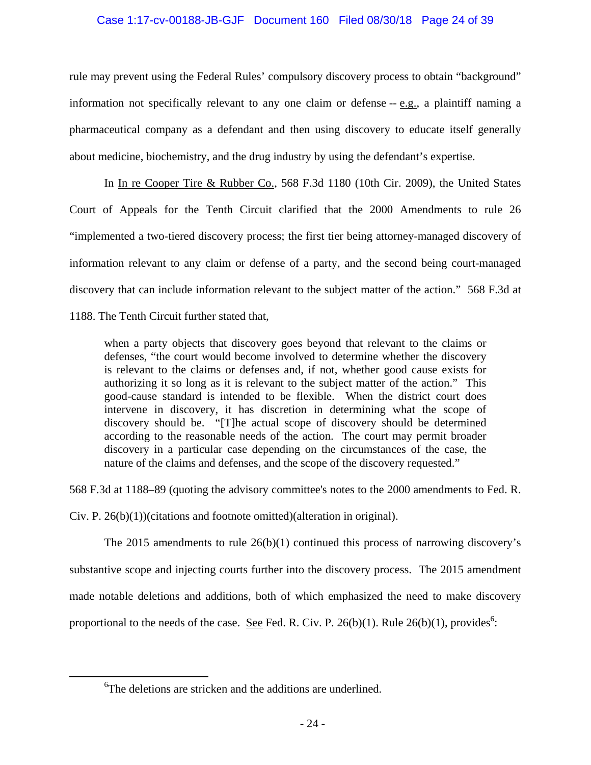rule may prevent using the Federal Rules' compulsory discovery process to obtain "background" information not specifically relevant to any one claim or defense -- e.g., a plaintiff naming a pharmaceutical company as a defendant and then using discovery to educate itself generally about medicine, biochemistry, and the drug industry by using the defendant's expertise.

In In re Cooper Tire & Rubber Co., 568 F.3d 1180 (10th Cir. 2009), the United States Court of Appeals for the Tenth Circuit clarified that the 2000 Amendments to rule 26 "implemented a two-tiered discovery process; the first tier being attorney-managed discovery of information relevant to any claim or defense of a party, and the second being court-managed discovery that can include information relevant to the subject matter of the action." 568 F.3d at 1188. The Tenth Circuit further stated that,

> when a party objects that discovery goes beyond that relevant to the claims or defenses, "the court would become involved to determine whether the discovery is relevant to the claims or defenses and, if not, whether good cause exists for authorizing it so long as it is relevant to the subject matter of the action." This good-cause standard is intended to be flexible. When the district court does intervene in discovery, it has discretion in determining what the scope of discovery should be. "[T]he actual scope of discovery should be determined according to the reasonable needs of the action. The court may permit broader discovery in a particular case depending on the circumstances of the case, the nature of the claims and defenses, and the scope of the discovery requested."

568 F.3d at 1188–89 (quoting the advisory committee's notes to the 2000 amendments to Fed. R. Civ. P. 26(b)(1))(citations and footnote omitted)(alteration in original).

The 2015 amendments to rule 26(b)(1) continued this process of narrowing discovery's substantive scope and injecting courts further into the discovery process. The 2015 amendment made notable deletions and additions, both of which emphasized the need to make discovery proportional to the needs of the case. See Fed. R. Civ. P. 26(b)(1). Rule 26(b)(1), provides[6]:

---

[6]The deletions are stricken and the additions are underlined.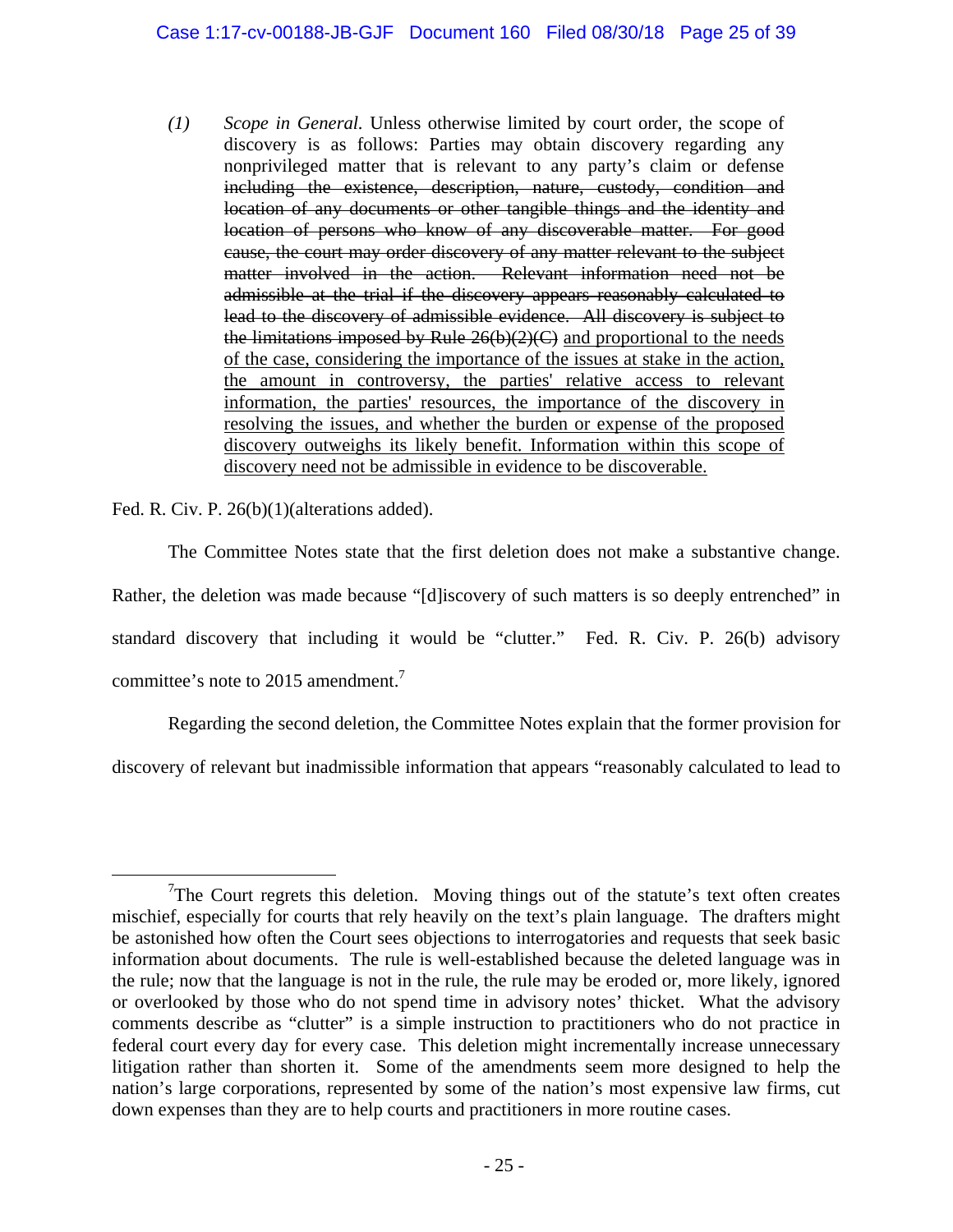> *(1) Scope in General.* Unless otherwise limited by court order, the scope of discovery is as follows: Parties may obtain discovery regarding any nonprivileged matter that is relevant to any party's claim or defense ~~including the existence, description, nature, custody, condition and location of any documents or other tangible things and the identity and location of persons who know of any discoverable matter. For good cause, the court may order discovery of any matter relevant to the subject matter involved in the action. Relevant information need not be admissible at the trial if the discovery appears reasonably calculated to lead to the discovery of admissible evidence. All discovery is subject to the limitations imposed by Rule 26(b)(2)(C)~~ <u>and proportional to the needs of the case, considering the importance of the issues at stake in the action, the amount in controversy, the parties' relative access to relevant information, the parties' resources, the importance of the discovery in resolving the issues, and whether the burden or expense of the proposed discovery outweighs its likely benefit. Information within this scope of discovery need not be admissible in evidence to be discoverable.</u>

Fed. R. Civ. P. 26(b)(1)(alterations added).

The Committee Notes state that the first deletion does not make a substantive change. Rather, the deletion was made because "[d]iscovery of such matters is so deeply entrenched" in standard discovery that including it would be "clutter." Fed. R. Civ. P. 26(b) advisory committee's note to 2015 amendment.[7]

Regarding the second deletion, the Committee Notes explain that the former provision for discovery of relevant but inadmissible information that appears "reasonably calculated to lead to

---

[7] The Court regrets this deletion. Moving things out of the statute's text often creates mischief, especially for courts that rely heavily on the text's plain language. The drafters might be astonished how often the Court sees objections to interrogatories and requests that seek basic information about documents. The rule is well-established because the deleted language was in the rule; now that the language is not in the rule, the rule may be eroded or, more likely, ignored or overlooked by those who do not spend time in advisory notes' thicket. What the advisory comments describe as "clutter" is a simple instruction to practitioners who do not practice in federal court every day for every case. This deletion might incrementally increase unnecessary litigation rather than shorten it. Some of the amendments seem more designed to help the nation's large corporations, represented by some of the nation's most expensive law firms, cut down expenses than they are to help courts and practitioners in more routine cases.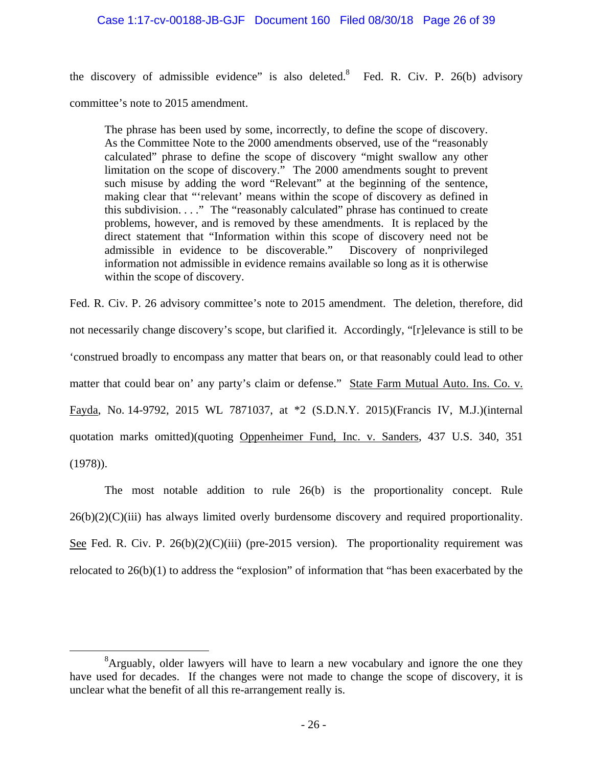the discovery of admissible evidence" is also deleted.[8] Fed. R. Civ. P. 26(b) advisory committee's note to 2015 amendment.

> The phrase has been used by some, incorrectly, to define the scope of discovery. As the Committee Note to the 2000 amendments observed, use of the "reasonably calculated" phrase to define the scope of discovery "might swallow any other limitation on the scope of discovery." The 2000 amendments sought to prevent such misuse by adding the word "Relevant" at the beginning of the sentence, making clear that "'relevant' means within the scope of discovery as defined in this subdivision. . . ." The "reasonably calculated" phrase has continued to create problems, however, and is removed by these amendments. It is replaced by the direct statement that "Information within this scope of discovery need not be admissible in evidence to be discoverable." Discovery of nonprivileged information not admissible in evidence remains available so long as it is otherwise within the scope of discovery.

Fed. R. Civ. P. 26 advisory committee's note to 2015 amendment. The deletion, therefore, did not necessarily change discovery's scope, but clarified it. Accordingly, "[r]elevance is still to be 'construed broadly to encompass any matter that bears on, or that reasonably could lead to other matter that could bear on' any party's claim or defense." State Farm Mutual Auto. Ins. Co. v. Fayda, No. 14-9792, 2015 WL 7871037, at *2 (S.D.N.Y. 2015)(Francis IV, M.J.)(internal quotation marks omitted)(quoting Oppenheimer Fund, Inc. v. Sanders, 437 U.S. 340, 351 (1978)).

The most notable addition to rule 26(b) is the proportionality concept. Rule 26(b)(2)(C)(iii) has always limited overly burdensome discovery and required proportionality. See Fed. R. Civ. P. 26(b)(2)(C)(iii) (pre-2015 version). The proportionality requirement was relocated to 26(b)(1) to address the "explosion" of information that "has been exacerbated by the

---

[8] Arguably, older lawyers will have to learn a new vocabulary and ignore the one they have used for decades. If the changes were not made to change the scope of discovery, it is unclear what the benefit of all this re-arrangement really is.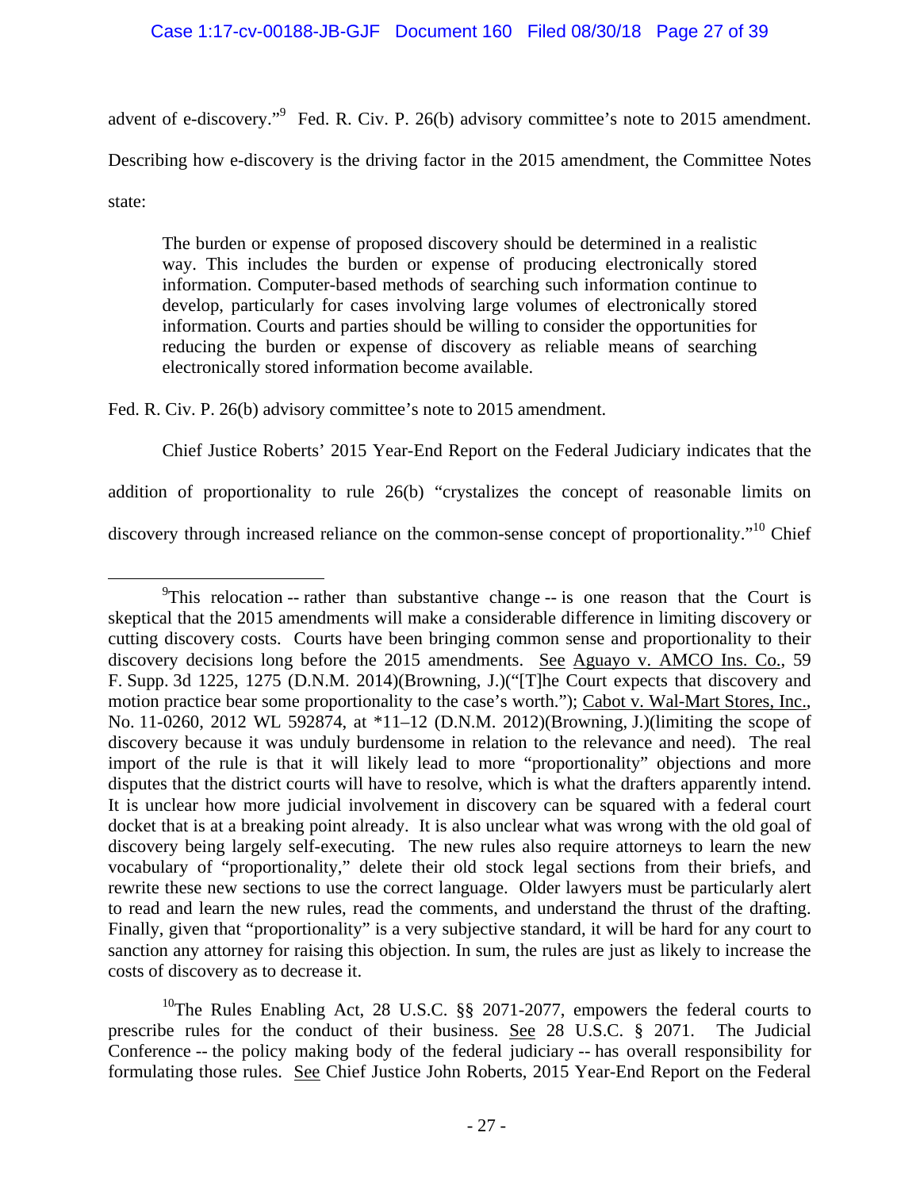advent of e-discovery."[9] Fed. R. Civ. P. 26(b) advisory committee's note to 2015 amendment. Describing how e-discovery is the driving factor in the 2015 amendment, the Committee Notes state:

> The burden or expense of proposed discovery should be determined in a realistic way. This includes the burden or expense of producing electronically stored information. Computer-based methods of searching such information continue to develop, particularly for cases involving large volumes of electronically stored information. Courts and parties should be willing to consider the opportunities for reducing the burden or expense of discovery as reliable means of searching electronically stored information become available.

Fed. R. Civ. P. 26(b) advisory committee's note to 2015 amendment.

Chief Justice Roberts' 2015 Year-End Report on the Federal Judiciary indicates that the addition of proportionality to rule 26(b) "crystalizes the concept of reasonable limits on discovery through increased reliance on the common-sense concept of proportionality."[10] Chief

---

[9]This relocation -- rather than substantive change -- is one reason that the Court is skeptical that the 2015 amendments will make a considerable difference in limiting discovery or cutting discovery costs. Courts have been bringing common sense and proportionality to their discovery decisions long before the 2015 amendments. See Aguayo v. AMCO Ins. Co., 59 F. Supp. 3d 1225, 1275 (D.N.M. 2014)(Browning, J.)("[T]he Court expects that discovery and motion practice bear some proportionality to the case's worth."); Cabot v. Wal-Mart Stores, Inc., No. 11-0260, 2012 WL 592874, at *11–12 (D.N.M. 2012)(Browning, J.)(limiting the scope of discovery because it was unduly burdensome in relation to the relevance and need). The real import of the rule is that it will likely lead to more "proportionality" objections and more disputes that the district courts will have to resolve, which is what the drafters apparently intend. It is unclear how more judicial involvement in discovery can be squared with a federal court docket that is at a breaking point already. It is also unclear what was wrong with the old goal of discovery being largely self-executing. The new rules also require attorneys to learn the new vocabulary of "proportionality," delete their old stock legal sections from their briefs, and rewrite these new sections to use the correct language. Older lawyers must be particularly alert to read and learn the new rules, read the comments, and understand the thrust of the drafting. Finally, given that "proportionality" is a very subjective standard, it will be hard for any court to sanction any attorney for raising this objection. In sum, the rules are just as likely to increase the costs of discovery as to decrease it.

[10]The Rules Enabling Act, 28 U.S.C. §§ 2071-2077, empowers the federal courts to prescribe rules for the conduct of their business. See 28 U.S.C. § 2071. The Judicial Conference -- the policy making body of the federal judiciary -- has overall responsibility for formulating those rules. See Chief Justice John Roberts, 2015 Year-End Report on the Federal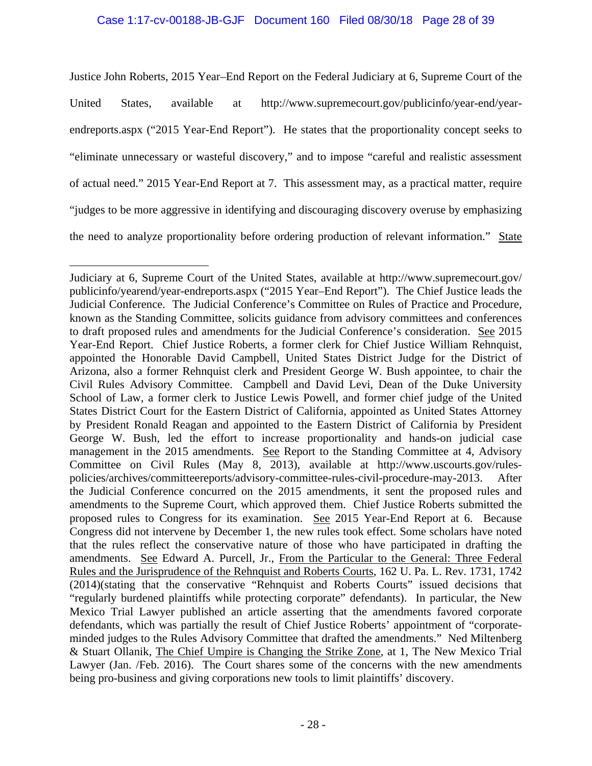Justice John Roberts, 2015 Year–End Report on the Federal Judiciary at 6, Supreme Court of the United States, available at http://www.supremecourt.gov/publicinfo/year-end/year-endreports.aspx ("2015 Year-End Report"). He states that the proportionality concept seeks to "eliminate unnecessary or wasteful discovery," and to impose "careful and realistic assessment of actual need." 2015 Year-End Report at 7. This assessment may, as a practical matter, require "judges to be more aggressive in identifying and discouraging discovery overuse by emphasizing the need to analyze proportionality before ordering production of relevant information." State

---

Judiciary at 6, Supreme Court of the United States, available at http://www.supremecourt.gov/publicinfo/yearend/year-endreports.aspx ("2015 Year–End Report"). The Chief Justice leads the Judicial Conference. The Judicial Conference's Committee on Rules of Practice and Procedure, known as the Standing Committee, solicits guidance from advisory committees and conferences to draft proposed rules and amendments for the Judicial Conference's consideration. See 2015 Year-End Report. Chief Justice Roberts, a former clerk for Chief Justice William Rehnquist, appointed the Honorable David Campbell, United States District Judge for the District of Arizona, also a former Rehnquist clerk and President George W. Bush appointee, to chair the Civil Rules Advisory Committee. Campbell and David Levi, Dean of the Duke University School of Law, a former clerk to Justice Lewis Powell, and former chief judge of the United States District Court for the Eastern District of California, appointed as United States Attorney by President Ronald Reagan and appointed to the Eastern District of California by President George W. Bush, led the effort to increase proportionality and hands-on judicial case management in the 2015 amendments. See Report to the Standing Committee at 4, Advisory Committee on Civil Rules (May 8, 2013), available at http://www.uscourts.gov/rules-policies/archives/committeereports/advisory-committee-rules-civil-procedure-may-2013. After the Judicial Conference concurred on the 2015 amendments, it sent the proposed rules and amendments to the Supreme Court, which approved them. Chief Justice Roberts submitted the proposed rules to Congress for its examination. See 2015 Year-End Report at 6. Because Congress did not intervene by December 1, the new rules took effect. Some scholars have noted that the rules reflect the conservative nature of those who have participated in drafting the amendments. See Edward A. Purcell, Jr., From the Particular to the General: Three Federal Rules and the Jurisprudence of the Rehnquist and Roberts Courts, 162 U. Pa. L. Rev. 1731, 1742 (2014)(stating that the conservative "Rehnquist and Roberts Courts" issued decisions that "regularly burdened plaintiffs while protecting corporate" defendants). In particular, the New Mexico Trial Lawyer published an article asserting that the amendments favored corporate defendants, which was partially the result of Chief Justice Roberts' appointment of "corporate-minded judges to the Rules Advisory Committee that drafted the amendments." Ned Miltenberg & Stuart Ollanik, The Chief Umpire is Changing the Strike Zone, at 1, The New Mexico Trial Lawyer (Jan. /Feb. 2016). The Court shares some of the concerns with the new amendments being pro-business and giving corporations new tools to limit plaintiffs' discovery.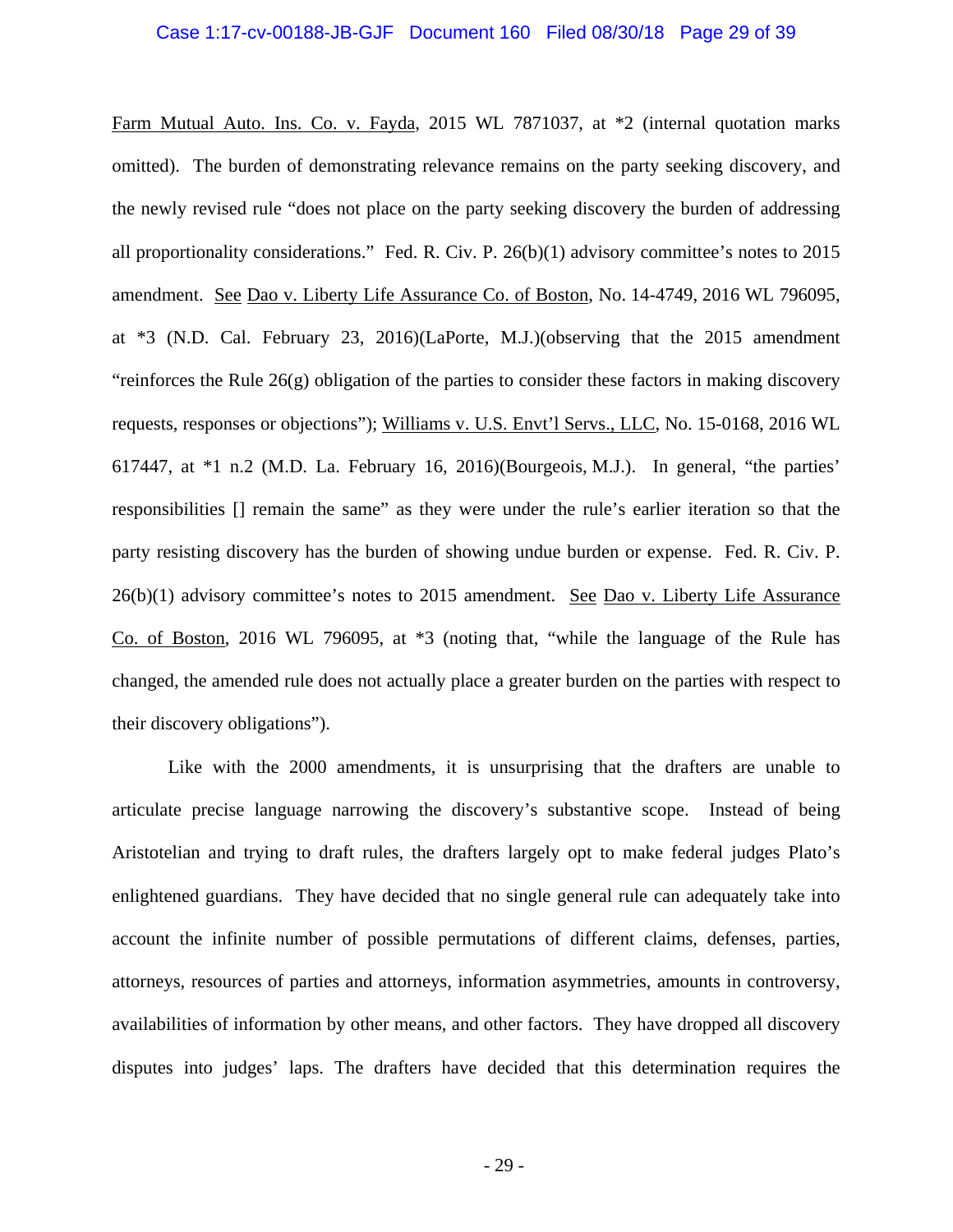Farm Mutual Auto. Ins. Co. v. Fayda, 2015 WL 7871037, at *2 (internal quotation marks omitted). The burden of demonstrating relevance remains on the party seeking discovery, and the newly revised rule "does not place on the party seeking discovery the burden of addressing all proportionality considerations." Fed. R. Civ. P. 26(b)(1) advisory committee's notes to 2015 amendment. See Dao v. Liberty Life Assurance Co. of Boston, No. 14-4749, 2016 WL 796095, at *3 (N.D. Cal. February 23, 2016)(LaPorte, M.J.)(observing that the 2015 amendment "reinforces the Rule 26(g) obligation of the parties to consider these factors in making discovery requests, responses or objections"); Williams v. U.S. Envt'l Servs., LLC, No. 15-0168, 2016 WL 617447, at *1 n.2 (M.D. La. February 16, 2016)(Bourgeois, M.J.). In general, "the parties' responsibilities [] remain the same" as they were under the rule's earlier iteration so that the party resisting discovery has the burden of showing undue burden or expense. Fed. R. Civ. P. 26(b)(1) advisory committee's notes to 2015 amendment. See Dao v. Liberty Life Assurance Co. of Boston, 2016 WL 796095, at *3 (noting that, "while the language of the Rule has changed, the amended rule does not actually place a greater burden on the parties with respect to their discovery obligations").

Like with the 2000 amendments, it is unsurprising that the drafters are unable to articulate precise language narrowing the discovery's substantive scope. Instead of being Aristotelian and trying to draft rules, the drafters largely opt to make federal judges Plato's enlightened guardians. They have decided that no single general rule can adequately take into account the infinite number of possible permutations of different claims, defenses, parties, attorneys, resources of parties and attorneys, information asymmetries, amounts in controversy, availabilities of information by other means, and other factors. They have dropped all discovery disputes into judges' laps. The drafters have decided that this determination requires the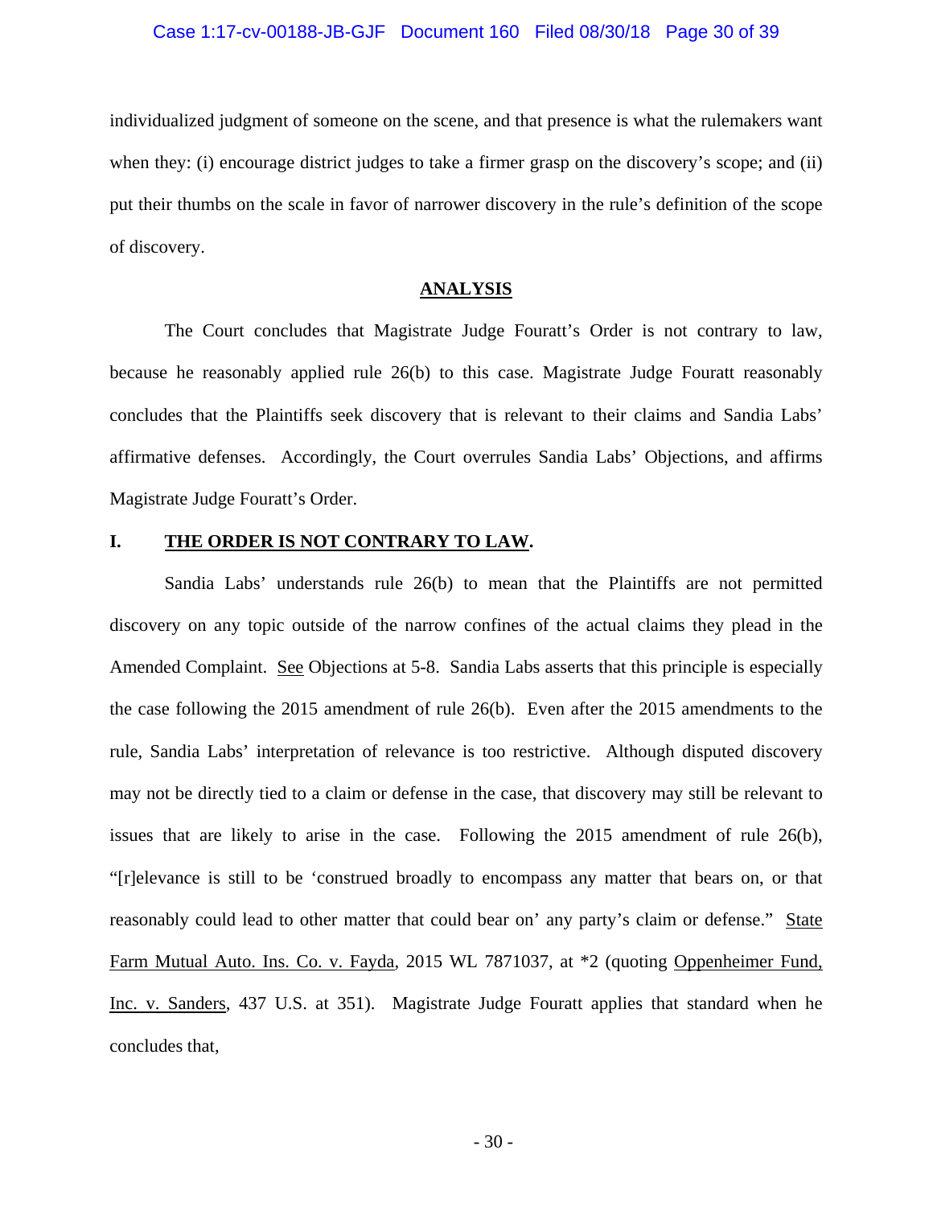individualized judgment of someone on the scene, and that presence is what the rulemakers want when they: (i) encourage district judges to take a firmer grasp on the discovery's scope; and (ii) put their thumbs on the scale in favor of narrower discovery in the rule's definition of the scope of discovery.

## ANALYSIS

The Court concludes that Magistrate Judge Fouratt's Order is not contrary to law, because he reasonably applied rule 26(b) to this case. Magistrate Judge Fouratt reasonably concludes that the Plaintiffs seek discovery that is relevant to their claims and Sandia Labs' affirmative defenses. Accordingly, the Court overrules Sandia Labs' Objections, and affirms Magistrate Judge Fouratt's Order.

### I. THE ORDER IS NOT CONTRARY TO LAW.

Sandia Labs' understands rule 26(b) to mean that the Plaintiffs are not permitted discovery on any topic outside of the narrow confines of the actual claims they plead in the Amended Complaint. See Objections at 5-8. Sandia Labs asserts that this principle is especially the case following the 2015 amendment of rule 26(b). Even after the 2015 amendments to the rule, Sandia Labs' interpretation of relevance is too restrictive. Although disputed discovery may not be directly tied to a claim or defense in the case, that discovery may still be relevant to issues that are likely to arise in the case. Following the 2015 amendment of rule 26(b), "[r]elevance is still to be 'construed broadly to encompass any matter that bears on, or that reasonably could lead to other matter that could bear on' any party's claim or defense." State Farm Mutual Auto. Ins. Co. v. Fayda, 2015 WL 7871037, at *2 (quoting Oppenheimer Fund, Inc. v. Sanders, 437 U.S. at 351). Magistrate Judge Fouratt applies that standard when he concludes that,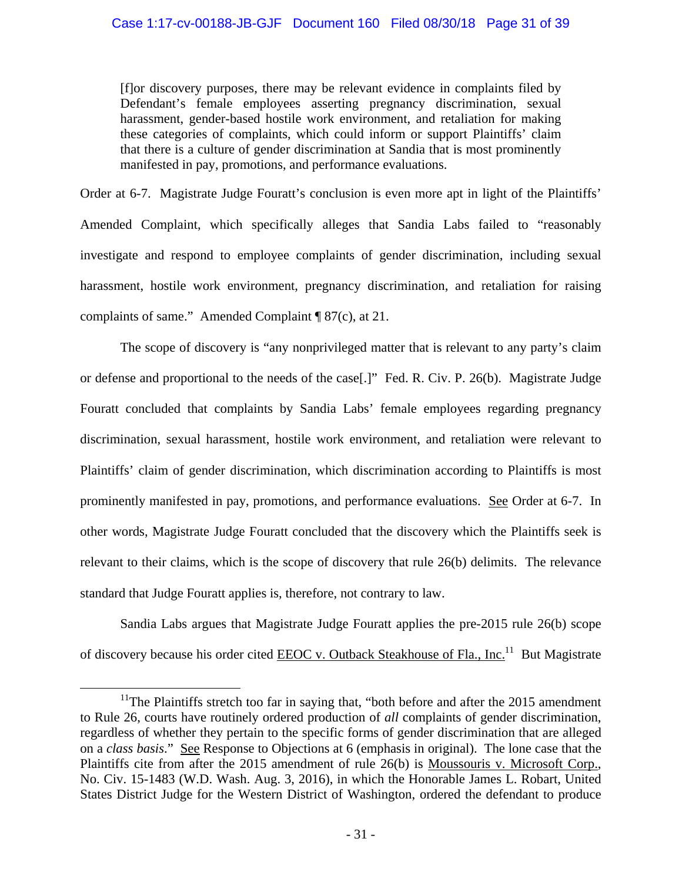> [f]or discovery purposes, there may be relevant evidence in complaints filed by Defendant's female employees asserting pregnancy discrimination, sexual harassment, gender-based hostile work environment, and retaliation for making these categories of complaints, which could inform or support Plaintiffs' claim that there is a culture of gender discrimination at Sandia that is most prominently manifested in pay, promotions, and performance evaluations.

Order at 6-7. Magistrate Judge Fouratt's conclusion is even more apt in light of the Plaintiffs' Amended Complaint, which specifically alleges that Sandia Labs failed to "reasonably investigate and respond to employee complaints of gender discrimination, including sexual harassment, hostile work environment, pregnancy discrimination, and retaliation for raising complaints of same." Amended Complaint ¶ 87(c), at 21.

The scope of discovery is "any nonprivileged matter that is relevant to any party's claim or defense and proportional to the needs of the case[.]" Fed. R. Civ. P. 26(b). Magistrate Judge Fouratt concluded that complaints by Sandia Labs' female employees regarding pregnancy discrimination, sexual harassment, hostile work environment, and retaliation were relevant to Plaintiffs' claim of gender discrimination, which discrimination according to Plaintiffs is most prominently manifested in pay, promotions, and performance evaluations. See Order at 6-7. In other words, Magistrate Judge Fouratt concluded that the discovery which the Plaintiffs seek is relevant to their claims, which is the scope of discovery that rule 26(b) delimits. The relevance standard that Judge Fouratt applies is, therefore, not contrary to law.

Sandia Labs argues that Magistrate Judge Fouratt applies the pre-2015 rule 26(b) scope of discovery because his order cited EEOC v. Outback Steakhouse of Fla., Inc.[11] But Magistrate

---

[11] The Plaintiffs stretch too far in saying that, "both before and after the 2015 amendment to Rule 26, courts have routinely ordered production of *all* complaints of gender discrimination, regardless of whether they pertain to the specific forms of gender discrimination that are alleged on a *class basis*." See Response to Objections at 6 (emphasis in original). The lone case that the Plaintiffs cite from after the 2015 amendment of rule 26(b) is Moussouris v. Microsoft Corp., No. Civ. 15-1483 (W.D. Wash. Aug. 3, 2016), in which the Honorable James L. Robart, United States District Judge for the Western District of Washington, ordered the defendant to produce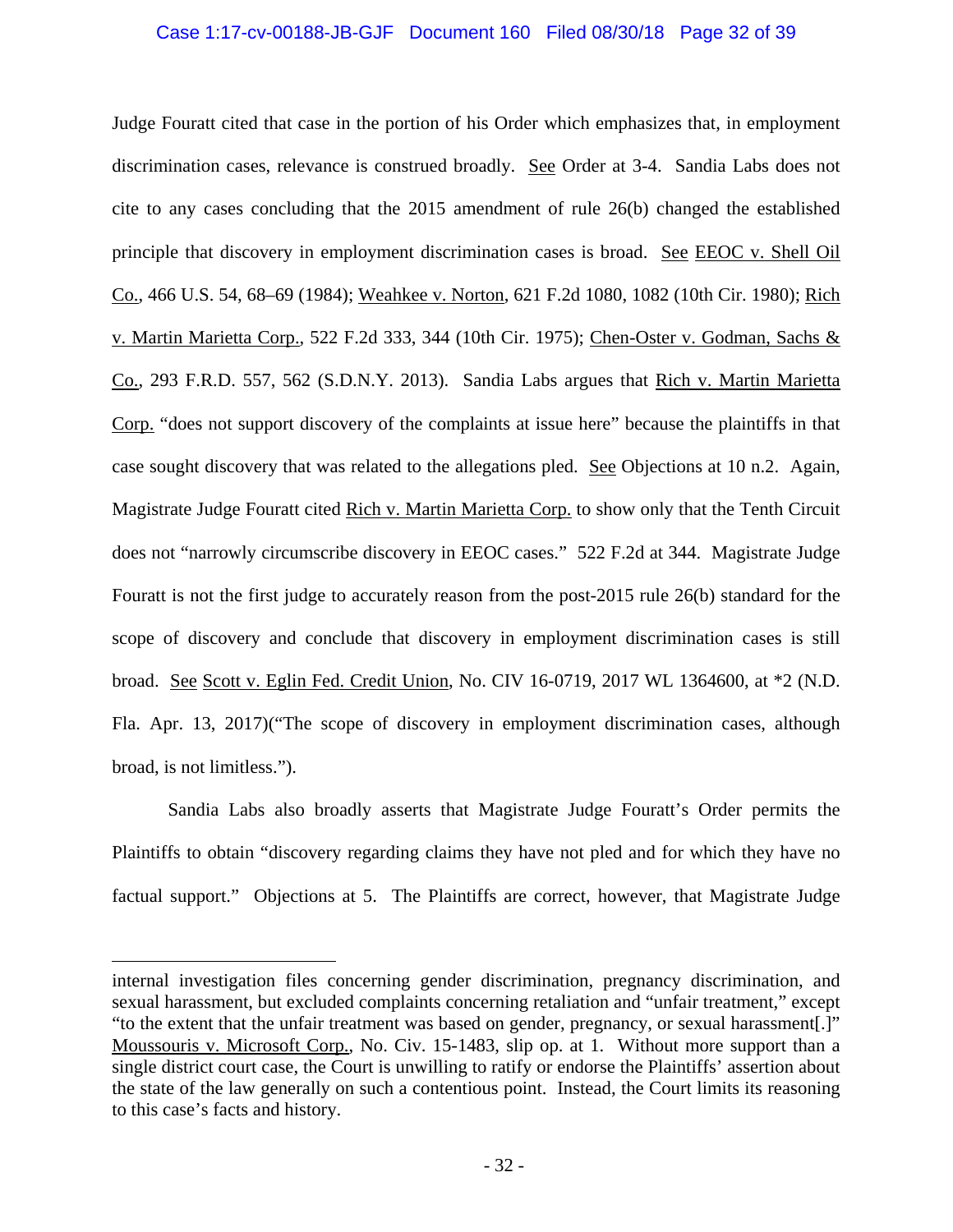Judge Fouratt cited that case in the portion of his Order which emphasizes that, in employment discrimination cases, relevance is construed broadly. See Order at 3-4. Sandia Labs does not cite to any cases concluding that the 2015 amendment of rule 26(b) changed the established principle that discovery in employment discrimination cases is broad. See EEOC v. Shell Oil Co., 466 U.S. 54, 68–69 (1984); Weahkee v. Norton, 621 F.2d 1080, 1082 (10th Cir. 1980); Rich v. Martin Marietta Corp., 522 F.2d 333, 344 (10th Cir. 1975); Chen-Oster v. Godman, Sachs & Co., 293 F.R.D. 557, 562 (S.D.N.Y. 2013). Sandia Labs argues that Rich v. Martin Marietta Corp. "does not support discovery of the complaints at issue here" because the plaintiffs in that case sought discovery that was related to the allegations pled. See Objections at 10 n.2. Again, Magistrate Judge Fouratt cited Rich v. Martin Marietta Corp. to show only that the Tenth Circuit does not "narrowly circumscribe discovery in EEOC cases." 522 F.2d at 344. Magistrate Judge Fouratt is not the first judge to accurately reason from the post-2015 rule 26(b) standard for the scope of discovery and conclude that discovery in employment discrimination cases is still broad. See Scott v. Eglin Fed. Credit Union, No. CIV 16-0719, 2017 WL 1364600, at *2 (N.D. Fla. Apr. 13, 2017)("The scope of discovery in employment discrimination cases, although broad, is not limitless.").

Sandia Labs also broadly asserts that Magistrate Judge Fouratt's Order permits the Plaintiffs to obtain "discovery regarding claims they have not pled and for which they have no factual support." Objections at 5. The Plaintiffs are correct, however, that Magistrate Judge

---

internal investigation files concerning gender discrimination, pregnancy discrimination, and sexual harassment, but excluded complaints concerning retaliation and "unfair treatment," except "to the extent that the unfair treatment was based on gender, pregnancy, or sexual harassment[.]" Moussouris v. Microsoft Corp., No. Civ. 15-1483, slip op. at 1. Without more support than a single district court case, the Court is unwilling to ratify or endorse the Plaintiffs' assertion about the state of the law generally on such a contentious point. Instead, the Court limits its reasoning to this case's facts and history.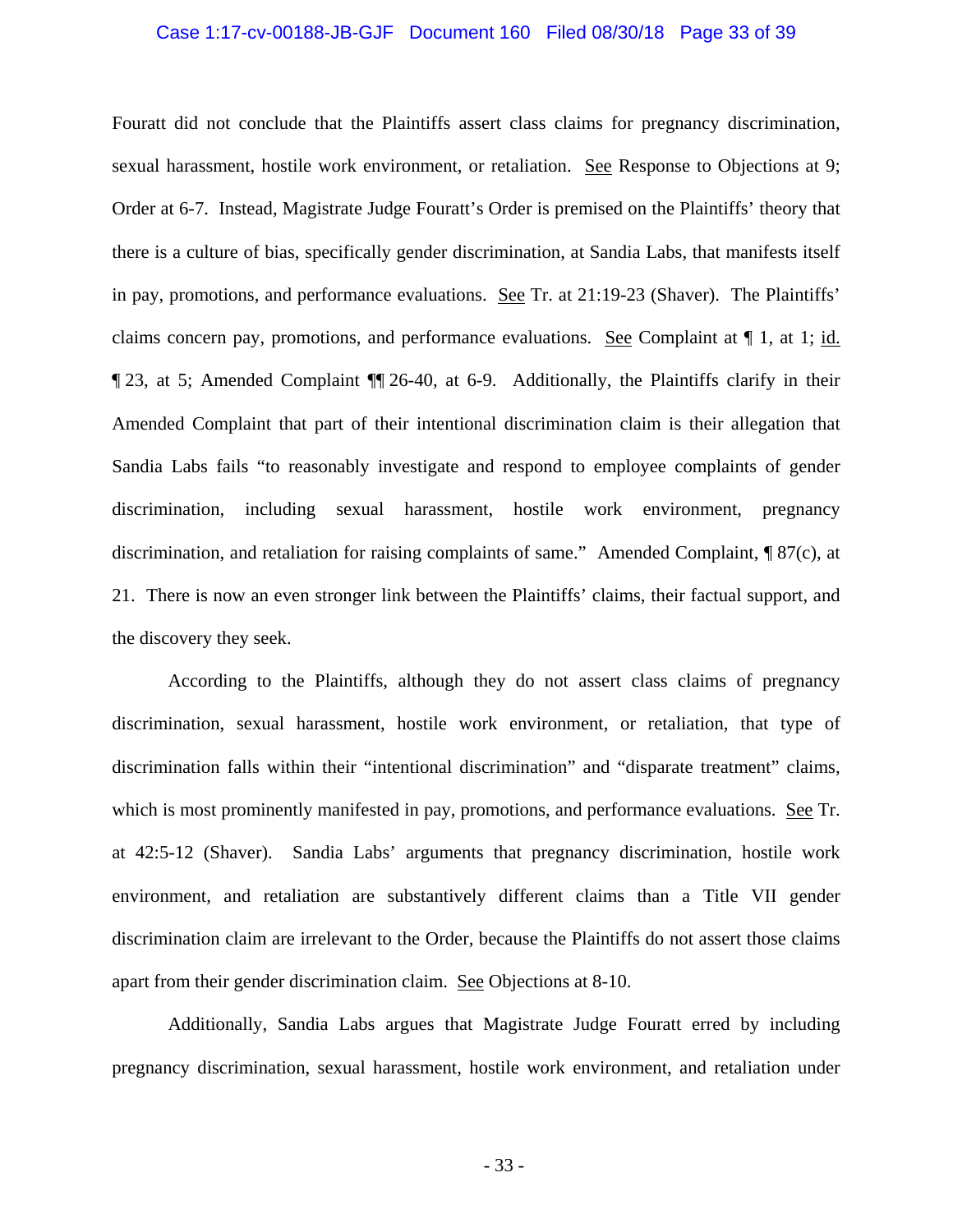Fouratt did not conclude that the Plaintiffs assert class claims for pregnancy discrimination, sexual harassment, hostile work environment, or retaliation. See Response to Objections at 9; Order at 6-7. Instead, Magistrate Judge Fouratt's Order is premised on the Plaintiffs' theory that there is a culture of bias, specifically gender discrimination, at Sandia Labs, that manifests itself in pay, promotions, and performance evaluations. See Tr. at 21:19-23 (Shaver). The Plaintiffs' claims concern pay, promotions, and performance evaluations. See Complaint at ¶ 1, at 1; id. ¶ 23, at 5; Amended Complaint ¶¶ 26-40, at 6-9. Additionally, the Plaintiffs clarify in their Amended Complaint that part of their intentional discrimination claim is their allegation that Sandia Labs fails "to reasonably investigate and respond to employee complaints of gender discrimination, including sexual harassment, hostile work environment, pregnancy discrimination, and retaliation for raising complaints of same." Amended Complaint, ¶ 87(c), at 21. There is now an even stronger link between the Plaintiffs' claims, their factual support, and the discovery they seek.

According to the Plaintiffs, although they do not assert class claims of pregnancy discrimination, sexual harassment, hostile work environment, or retaliation, that type of discrimination falls within their "intentional discrimination" and "disparate treatment" claims, which is most prominently manifested in pay, promotions, and performance evaluations. See Tr. at 42:5-12 (Shaver). Sandia Labs' arguments that pregnancy discrimination, hostile work environment, and retaliation are substantively different claims than a Title VII gender discrimination claim are irrelevant to the Order, because the Plaintiffs do not assert those claims apart from their gender discrimination claim. See Objections at 8-10.

Additionally, Sandia Labs argues that Magistrate Judge Fouratt erred by including pregnancy discrimination, sexual harassment, hostile work environment, and retaliation under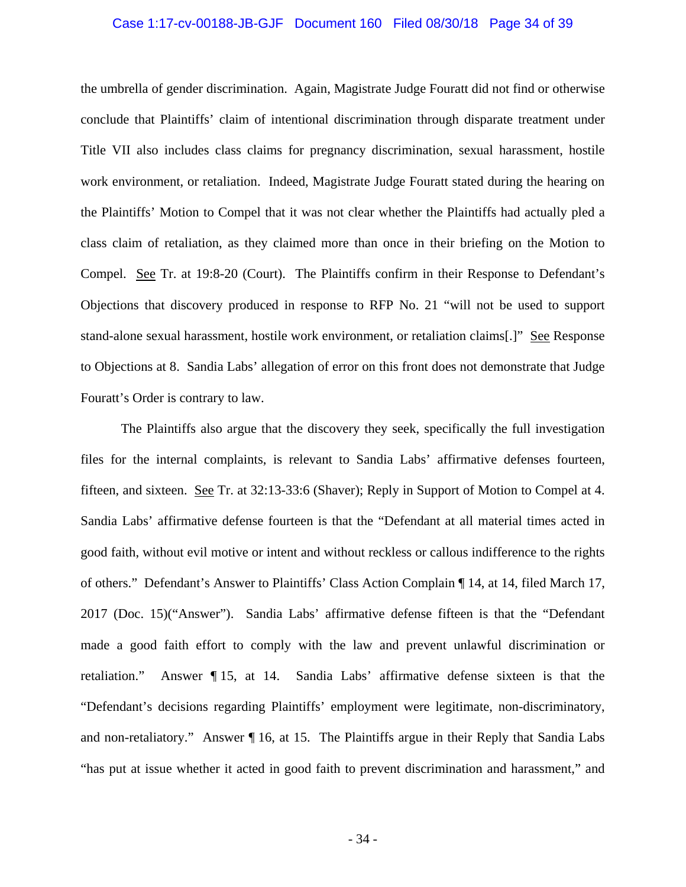the umbrella of gender discrimination. Again, Magistrate Judge Fouratt did not find or otherwise conclude that Plaintiffs' claim of intentional discrimination through disparate treatment under Title VII also includes class claims for pregnancy discrimination, sexual harassment, hostile work environment, or retaliation. Indeed, Magistrate Judge Fouratt stated during the hearing on the Plaintiffs' Motion to Compel that it was not clear whether the Plaintiffs had actually pled a class claim of retaliation, as they claimed more than once in their briefing on the Motion to Compel. See Tr. at 19:8-20 (Court). The Plaintiffs confirm in their Response to Defendant's Objections that discovery produced in response to RFP No. 21 "will not be used to support stand-alone sexual harassment, hostile work environment, or retaliation claims[.]" See Response to Objections at 8. Sandia Labs' allegation of error on this front does not demonstrate that Judge Fouratt's Order is contrary to law.

The Plaintiffs also argue that the discovery they seek, specifically the full investigation files for the internal complaints, is relevant to Sandia Labs' affirmative defenses fourteen, fifteen, and sixteen. See Tr. at 32:13-33:6 (Shaver); Reply in Support of Motion to Compel at 4. Sandia Labs' affirmative defense fourteen is that the "Defendant at all material times acted in good faith, without evil motive or intent and without reckless or callous indifference to the rights of others." Defendant's Answer to Plaintiffs' Class Action Complain ¶ 14, at 14, filed March 17, 2017 (Doc. 15)("Answer"). Sandia Labs' affirmative defense fifteen is that the "Defendant made a good faith effort to comply with the law and prevent unlawful discrimination or retaliation." Answer ¶ 15, at 14. Sandia Labs' affirmative defense sixteen is that the "Defendant's decisions regarding Plaintiffs' employment were legitimate, non-discriminatory, and non-retaliatory." Answer ¶ 16, at 15. The Plaintiffs argue in their Reply that Sandia Labs "has put at issue whether it acted in good faith to prevent discrimination and harassment," and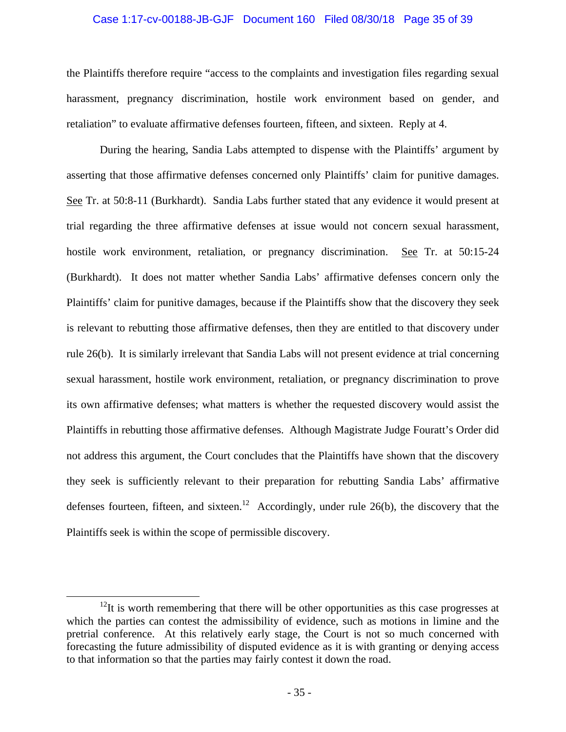the Plaintiffs therefore require "access to the complaints and investigation files regarding sexual harassment, pregnancy discrimination, hostile work environment based on gender, and retaliation" to evaluate affirmative defenses fourteen, fifteen, and sixteen. Reply at 4.

During the hearing, Sandia Labs attempted to dispense with the Plaintiffs' argument by asserting that those affirmative defenses concerned only Plaintiffs' claim for punitive damages. See Tr. at 50:8-11 (Burkhardt). Sandia Labs further stated that any evidence it would present at trial regarding the three affirmative defenses at issue would not concern sexual harassment, hostile work environment, retaliation, or pregnancy discrimination. See Tr. at 50:15-24 (Burkhardt). It does not matter whether Sandia Labs' affirmative defenses concern only the Plaintiffs' claim for punitive damages, because if the Plaintiffs show that the discovery they seek is relevant to rebutting those affirmative defenses, then they are entitled to that discovery under rule 26(b). It is similarly irrelevant that Sandia Labs will not present evidence at trial concerning sexual harassment, hostile work environment, retaliation, or pregnancy discrimination to prove its own affirmative defenses; what matters is whether the requested discovery would assist the Plaintiffs in rebutting those affirmative defenses. Although Magistrate Judge Fouratt's Order did not address this argument, the Court concludes that the Plaintiffs have shown that the discovery they seek is sufficiently relevant to their preparation for rebutting Sandia Labs' affirmative defenses fourteen, fifteen, and sixteen.[12] Accordingly, under rule 26(b), the discovery that the Plaintiffs seek is within the scope of permissible discovery.

[12] It is worth remembering that there will be other opportunities as this case progresses at which the parties can contest the admissibility of evidence, such as motions in limine and the pretrial conference. At this relatively early stage, the Court is not so much concerned with forecasting the future admissibility of disputed evidence as it is with granting or denying access to that information so that the parties may fairly contest it down the road.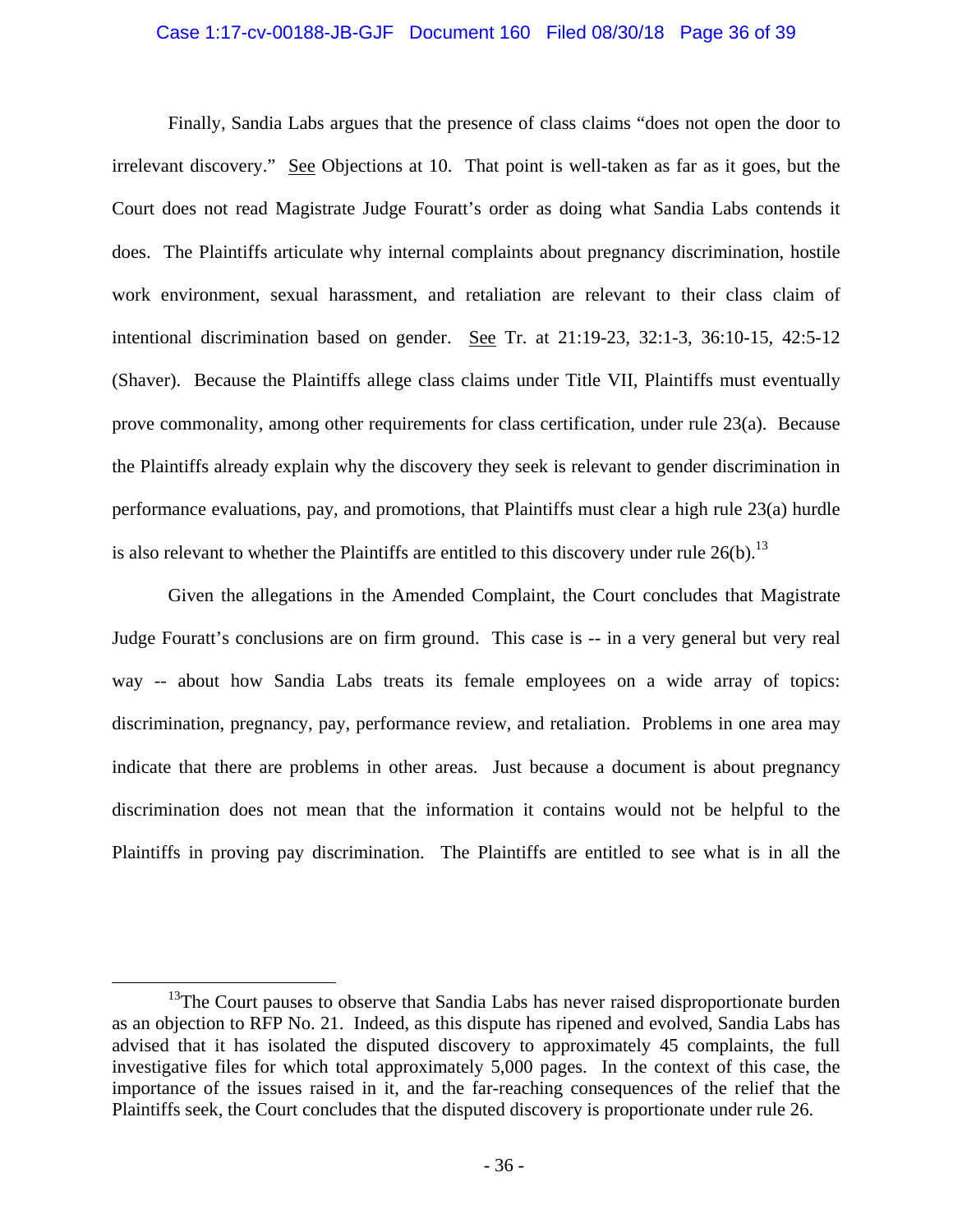Finally, Sandia Labs argues that the presence of class claims "does not open the door to irrelevant discovery." See Objections at 10. That point is well-taken as far as it goes, but the Court does not read Magistrate Judge Fouratt's order as doing what Sandia Labs contends it does. The Plaintiffs articulate why internal complaints about pregnancy discrimination, hostile work environment, sexual harassment, and retaliation are relevant to their class claim of intentional discrimination based on gender. See Tr. at 21:19-23, 32:1-3, 36:10-15, 42:5-12 (Shaver). Because the Plaintiffs allege class claims under Title VII, Plaintiffs must eventually prove commonality, among other requirements for class certification, under rule 23(a). Because the Plaintiffs already explain why the discovery they seek is relevant to gender discrimination in performance evaluations, pay, and promotions, that Plaintiffs must clear a high rule 23(a) hurdle is also relevant to whether the Plaintiffs are entitled to this discovery under rule 26(b).[13]

Given the allegations in the Amended Complaint, the Court concludes that Magistrate Judge Fouratt's conclusions are on firm ground. This case is -- in a very general but very real way -- about how Sandia Labs treats its female employees on a wide array of topics: discrimination, pregnancy, pay, performance review, and retaliation. Problems in one area may indicate that there are problems in other areas. Just because a document is about pregnancy discrimination does not mean that the information it contains would not be helpful to the Plaintiffs in proving pay discrimination. The Plaintiffs are entitled to see what is in all the

---

[13]The Court pauses to observe that Sandia Labs has never raised disproportionate burden as an objection to RFP No. 21. Indeed, as this dispute has ripened and evolved, Sandia Labs has advised that it has isolated the disputed discovery to approximately 45 complaints, the full investigative files for which total approximately 5,000 pages. In the context of this case, the importance of the issues raised in it, and the far-reaching consequences of the relief that the Plaintiffs seek, the Court concludes that the disputed discovery is proportionate under rule 26.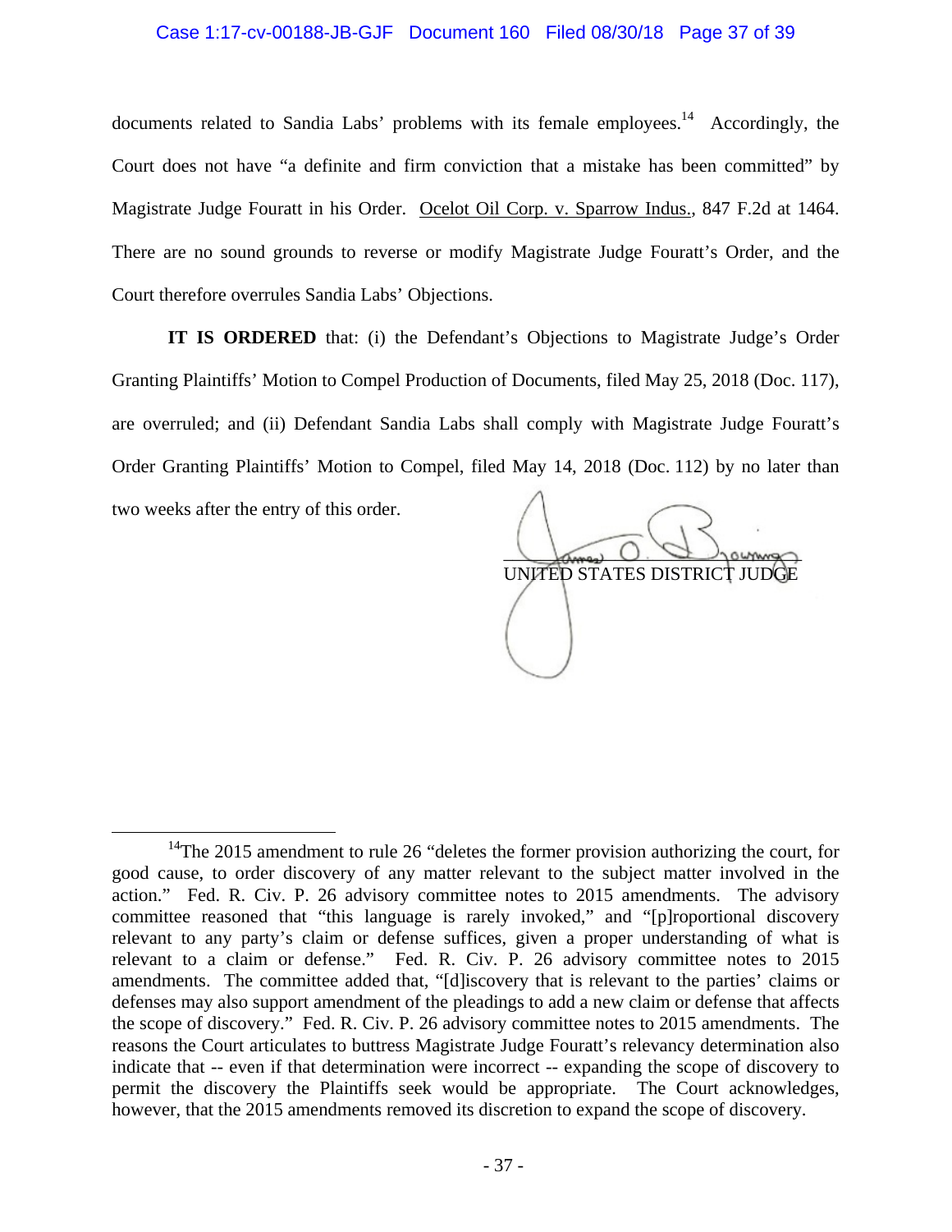documents related to Sandia Labs' problems with its female employees.[14] Accordingly, the Court does not have "a definite and firm conviction that a mistake has been committed" by Magistrate Judge Fouratt in his Order. Ocelot Oil Corp. v. Sparrow Indus., 847 F.2d at 1464. There are no sound grounds to reverse or modify Magistrate Judge Fouratt's Order, and the Court therefore overrules Sandia Labs' Objections.

**IT IS ORDERED** that: (i) the Defendant's Objections to Magistrate Judge's Order Granting Plaintiffs' Motion to Compel Production of Documents, filed May 25, 2018 (Doc. 117), are overruled; and (ii) Defendant Sandia Labs shall comply with Magistrate Judge Fouratt's Order Granting Plaintiffs' Motion to Compel, filed May 14, 2018 (Doc. 112) by no later than two weeks after the entry of this order.

UNITED STATES DISTRICT JUDGE

---

[14]The 2015 amendment to rule 26 "deletes the former provision authorizing the court, for good cause, to order discovery of any matter relevant to the subject matter involved in the action." Fed. R. Civ. P. 26 advisory committee notes to 2015 amendments. The advisory committee reasoned that "this language is rarely invoked," and "[p]roportional discovery relevant to any party's claim or defense suffices, given a proper understanding of what is relevant to a claim or defense." Fed. R. Civ. P. 26 advisory committee notes to 2015 amendments. The committee added that, "[d]iscovery that is relevant to the parties' claims or defenses may also support amendment of the pleadings to add a new claim or defense that affects the scope of discovery." Fed. R. Civ. P. 26 advisory committee notes to 2015 amendments. The reasons the Court articulates to buttress Magistrate Judge Fouratt's relevancy determination also indicate that -- even if that determination were incorrect -- expanding the scope of discovery to permit the discovery the Plaintiffs seek would be appropriate. The Court acknowledges, however, that the 2015 amendments removed its discretion to expand the scope of discovery.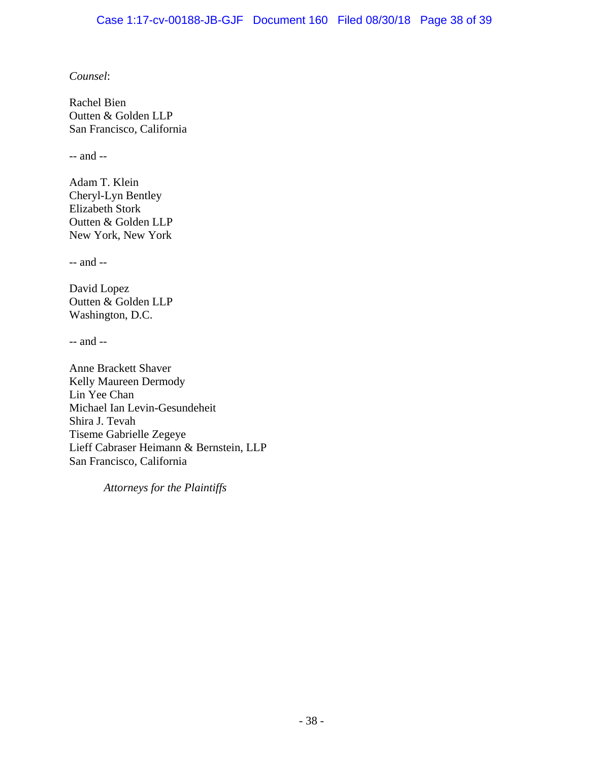*Counsel*:

Rachel Bien
Outten & Golden LLP
San Francisco, California

-- and --

Adam T. Klein
Cheryl-Lyn Bentley
Elizabeth Stork
Outten & Golden LLP
New York, New York

-- and --

David Lopez
Outten & Golden LLP
Washington, D.C.

-- and --

Anne Brackett Shaver
Kelly Maureen Dermody
Lin Yee Chan
Michael Ian Levin-Gesundeheit
Shira J. Tevah
Tiseme Gabrielle Zegeye
Lieff Cabraser Heimann & Bernstein, LLP
San Francisco, California

*Attorneys for the Plaintiffs*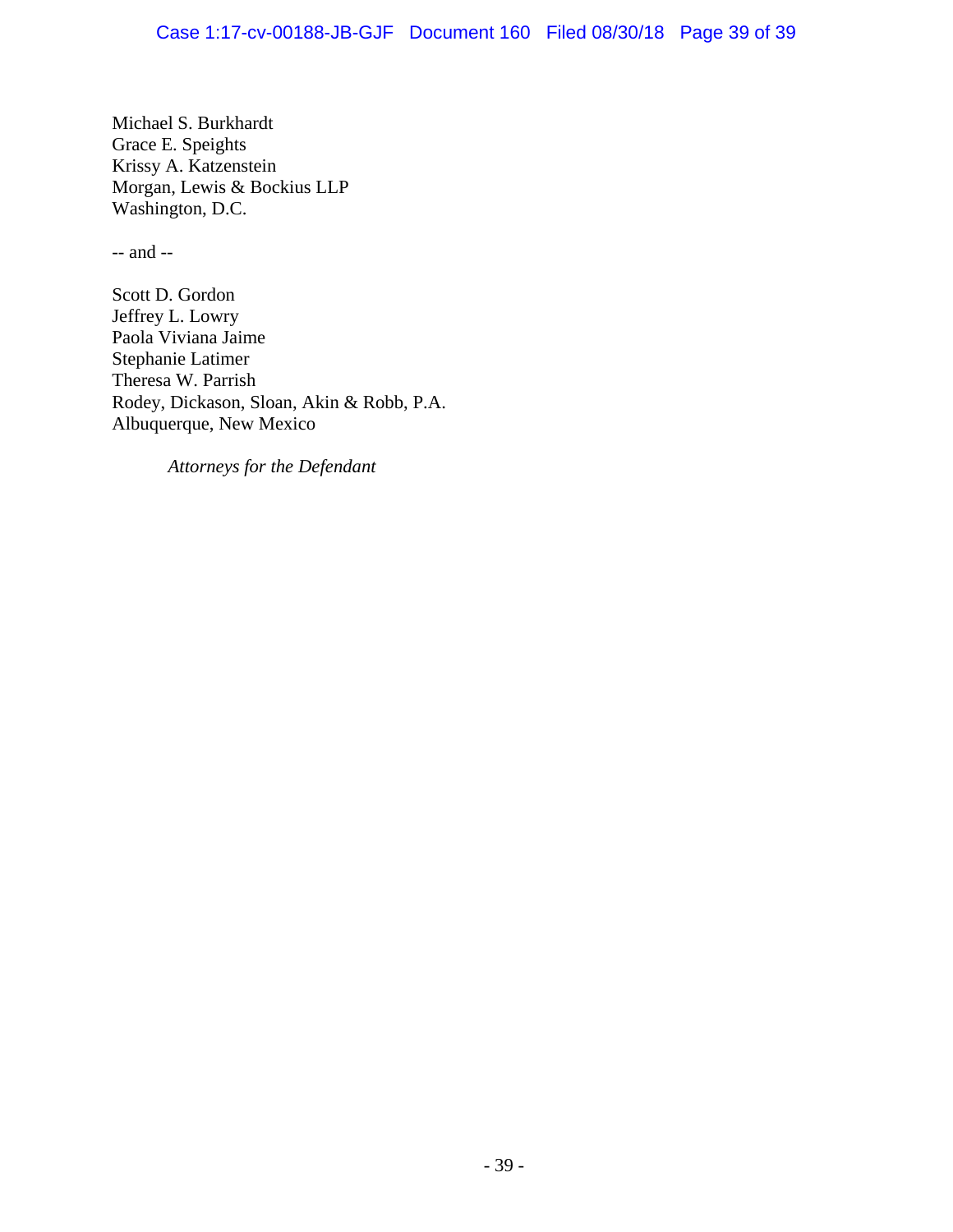Michael S. Burkhardt
Grace E. Speights
Krissy A. Katzenstein
Morgan, Lewis & Bockius LLP
Washington, D.C.

-- and --

Scott D. Gordon
Jeffrey L. Lowry
Paola Viviana Jaime
Stephanie Latimer
Theresa W. Parrish
Rodey, Dickason, Sloan, Akin & Robb, P.A.
Albuquerque, New Mexico

*Attorneys for the Defendant*